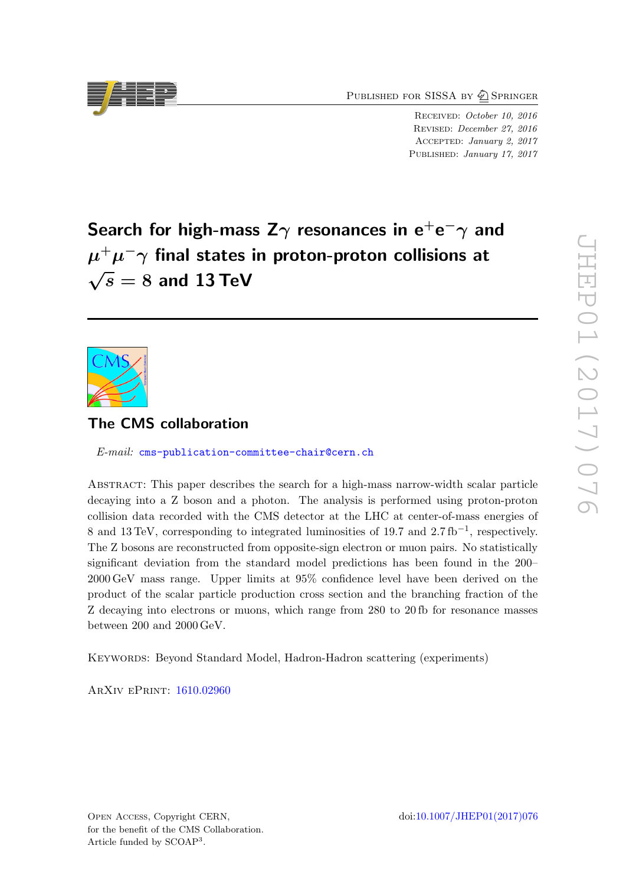Published for SISSA by Springer

Received: *October 10, 2016*
Revised: *December 27, 2016*
Accepted: *January 2, 2017*
Published: *January 17, 2017*

# Search for high-mass Z$\gamma$ resonances in $e^+e^-\gamma$ and $\mu^+\mu^-\gamma$ final states in proton-proton collisions at $\sqrt{s} = 8$ and 13 TeV

## The CMS collaboration

*E-mail:* cms-publication-committee-chair@cern.ch

Abstract: This paper describes the search for a high-mass narrow-width scalar particle decaying into a Z boson and a photon. The analysis is performed using proton-proton collision data recorded with the CMS detector at the LHC at center-of-mass energies of 8 and 13 TeV, corresponding to integrated luminosities of 19.7 and 2.7 fb$^{-1}$, respectively. The Z bosons are reconstructed from opposite-sign electron or muon pairs. No statistically significant deviation from the standard model predictions has been found in the 200–2000 GeV mass range. Upper limits at 95% confidence level have been derived on the product of the scalar particle production cross section and the branching fraction of the Z decaying into electrons or muons, which range from 280 to 20 fb for resonance masses between 200 and 2000 GeV.

Keywords: Beyond Standard Model, Hadron-Hadron scattering (experiments)

ArXiv ePrint: 1610.02960

Open Access, Copyright CERN, for the benefit of the CMS Collaboration. Article funded by SCOAP$^3$.

doi:10.1007/JHEP01(2017)076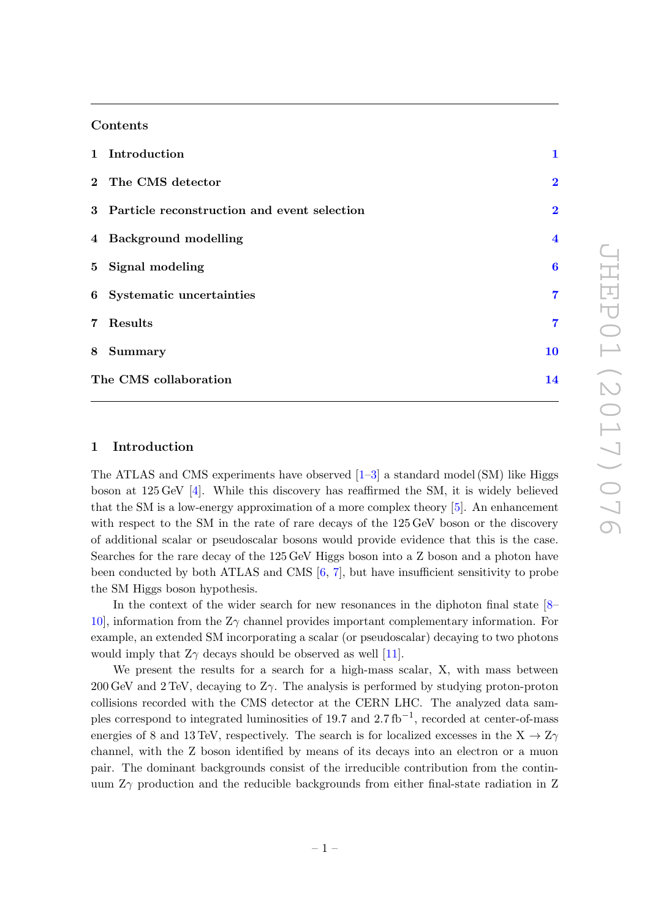## Contents

| | | |
|---|---|---|
| **1** | **Introduction** | **1** |
| **2** | **The CMS detector** | **2** |
| **3** | **Particle reconstruction and event selection** | **2** |
| **4** | **Background modelling** | **4** |
| **5** | **Signal modeling** | **6** |
| **6** | **Systematic uncertainties** | **7** |
| **7** | **Results** | **7** |
| **8** | **Summary** | **10** |
| | **The CMS collaboration** | **14** |

## 1 Introduction

The ATLAS and CMS experiments have observed [1–3] a standard model (SM) like Higgs boson at 125 GeV [4]. While this discovery has reaffirmed the SM, it is widely believed that the SM is a low-energy approximation of a more complex theory [5]. An enhancement with respect to the SM in the rate of rare decays of the 125 GeV boson or the discovery of additional scalar or pseudoscalar bosons would provide evidence that this is the case. Searches for the rare decay of the 125 GeV Higgs boson into a Z boson and a photon have been conducted by both ATLAS and CMS [6, 7], but have insufficient sensitivity to probe the SM Higgs boson hypothesis.

In the context of the wider search for new resonances in the diphoton final state [8–10], information from the $Z\gamma$ channel provides important complementary information. For example, an extended SM incorporating a scalar (or pseudoscalar) decaying to two photons would imply that $Z\gamma$ decays should be observed as well [11].

We present the results for a search for a high-mass scalar, X, with mass between 200 GeV and 2 TeV, decaying to $Z\gamma$. The analysis is performed by studying proton-proton collisions recorded with the CMS detector at the CERN LHC. The analyzed data samples correspond to integrated luminosities of 19.7 and 2.7 $\mathrm{fb}^{-1}$, recorded at center-of-mass energies of 8 and 13 TeV, respectively. The search is for localized excesses in the $X \to Z\gamma$ channel, with the Z boson identified by means of its decays into an electron or a muon pair. The dominant backgrounds consist of the irreducible contribution from the continuum $Z\gamma$ production and the reducible backgrounds from either final-state radiation in Z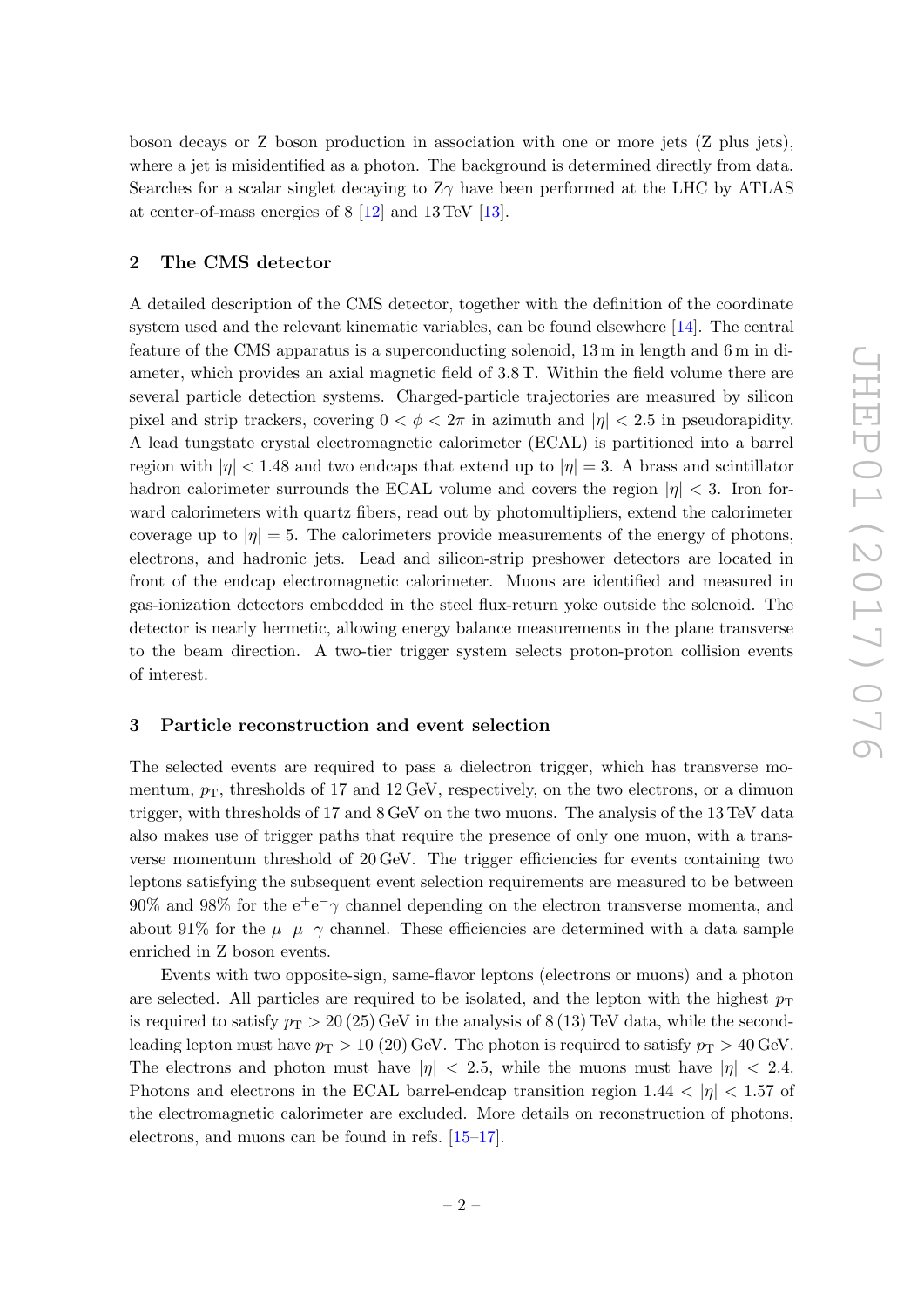boson decays or Z boson production in association with one or more jets (Z plus jets), where a jet is misidentified as a photon. The background is determined directly from data. Searches for a scalar singlet decaying to Z$\gamma$ have been performed at the LHC by ATLAS at center-of-mass energies of 8 [12] and 13 TeV [13].

## 2 The CMS detector

A detailed description of the CMS detector, together with the definition of the coordinate system used and the relevant kinematic variables, can be found elsewhere [14]. The central feature of the CMS apparatus is a superconducting solenoid, 13 m in length and 6 m in diameter, which provides an axial magnetic field of 3.8 T. Within the field volume there are several particle detection systems. Charged-particle trajectories are measured by silicon pixel and strip trackers, covering $0 < \phi < 2\pi$ in azimuth and $|\eta| < 2.5$ in pseudorapidity. A lead tungstate crystal electromagnetic calorimeter (ECAL) is partitioned into a barrel region with $|\eta| < 1.48$ and two endcaps that extend up to $|\eta| = 3$. A brass and scintillator hadron calorimeter surrounds the ECAL volume and covers the region $|\eta| < 3$. Iron forward calorimeters with quartz fibers, read out by photomultipliers, extend the calorimeter coverage up to $|\eta| = 5$. The calorimeters provide measurements of the energy of photons, electrons, and hadronic jets. Lead and silicon-strip preshower detectors are located in front of the endcap electromagnetic calorimeter. Muons are identified and measured in gas-ionization detectors embedded in the steel flux-return yoke outside the solenoid. The detector is nearly hermetic, allowing energy balance measurements in the plane transverse to the beam direction. A two-tier trigger system selects proton-proton collision events of interest.

## 3 Particle reconstruction and event selection

The selected events are required to pass a dielectron trigger, which has transverse momentum, $p_{\mathrm{T}}$, thresholds of 17 and 12 GeV, respectively, on the two electrons, or a dimuon trigger, with thresholds of 17 and 8 GeV on the two muons. The analysis of the 13 TeV data also makes use of trigger paths that require the presence of only one muon, with a transverse momentum threshold of 20 GeV. The trigger efficiencies for events containing two leptons satisfying the subsequent event selection requirements are measured to be between 90% and 98% for the $\mathrm{e^+e^-}\gamma$ channel depending on the electron transverse momenta, and about 91% for the $\mu^+\mu^-\gamma$ channel. These efficiencies are determined with a data sample enriched in Z boson events.

Events with two opposite-sign, same-flavor leptons (electrons or muons) and a photon are selected. All particles are required to be isolated, and the lepton with the highest $p_{\mathrm{T}}$ is required to satisfy $p_{\mathrm{T}} > 20\,(25)$ GeV in the analysis of 8 (13) TeV data, while the second-leading lepton must have $p_{\mathrm{T}} > 10\,(20)$ GeV. The photon is required to satisfy $p_{\mathrm{T}} > 40$ GeV. The electrons and photon must have $|\eta| < 2.5$, while the muons must have $|\eta| < 2.4$. Photons and electrons in the ECAL barrel-endcap transition region $1.44 < |\eta| < 1.57$ of the electromagnetic calorimeter are excluded. More details on reconstruction of photons, electrons, and muons can be found in refs. [15–17].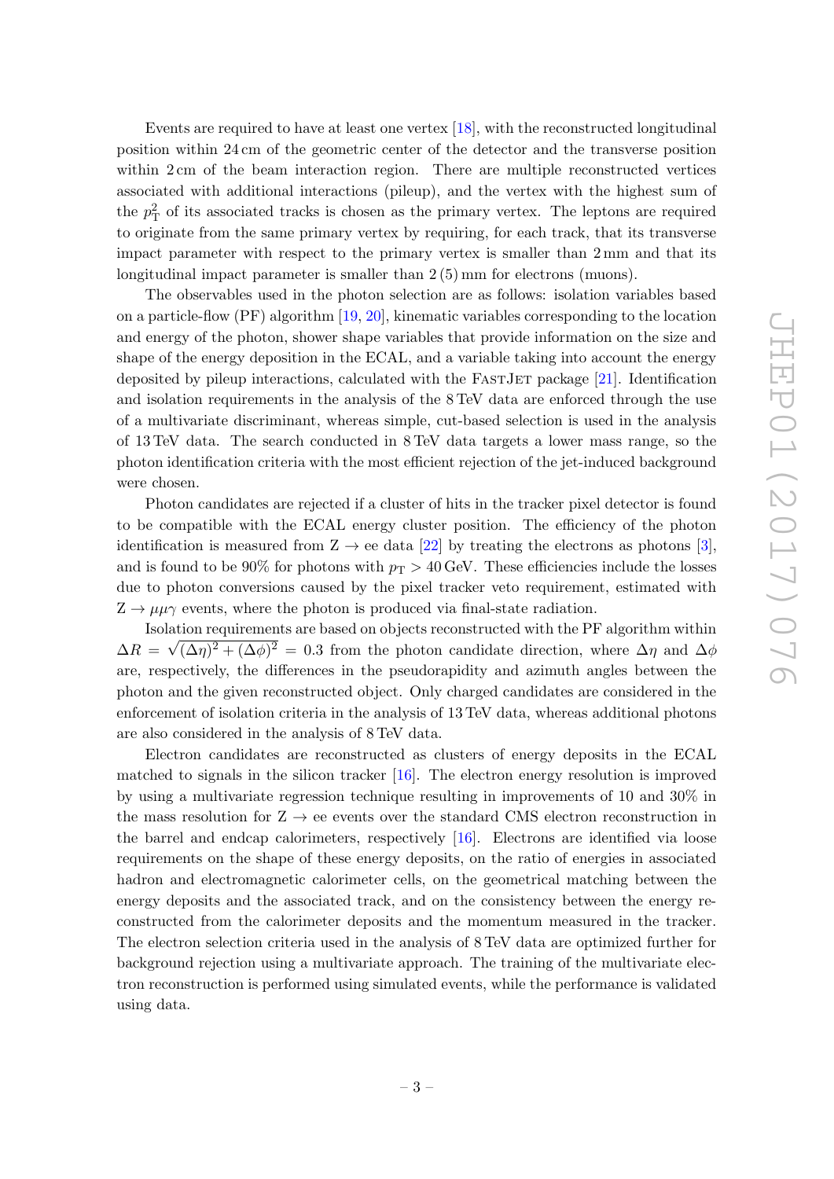Events are required to have at least one vertex [18], with the reconstructed longitudinal position within 24 cm of the geometric center of the detector and the transverse position within 2 cm of the beam interaction region. There are multiple reconstructed vertices associated with additional interactions (pileup), and the vertex with the highest sum of the $p_T^2$ of its associated tracks is chosen as the primary vertex. The leptons are required to originate from the same primary vertex by requiring, for each track, that its transverse impact parameter with respect to the primary vertex is smaller than 2 mm and that its longitudinal impact parameter is smaller than 2 (5) mm for electrons (muons).

The observables used in the photon selection are as follows: isolation variables based on a particle-flow (PF) algorithm [19, 20], kinematic variables corresponding to the location and energy of the photon, shower shape variables that provide information on the size and shape of the energy deposition in the ECAL, and a variable taking into account the energy deposited by pileup interactions, calculated with the FastJet package [21]. Identification and isolation requirements in the analysis of the 8 TeV data are enforced through the use of a multivariate discriminant, whereas simple, cut-based selection is used in the analysis of 13 TeV data. The search conducted in 8 TeV data targets a lower mass range, so the photon identification criteria with the most efficient rejection of the jet-induced background were chosen.

Photon candidates are rejected if a cluster of hits in the tracker pixel detector is found to be compatible with the ECAL energy cluster position. The efficiency of the photon identification is measured from $Z \to ee$ data [22] by treating the electrons as photons [3], and is found to be 90% for photons with $p_T > 40$ GeV. These efficiencies include the losses due to photon conversions caused by the pixel tracker veto requirement, estimated with $Z \to \mu\mu\gamma$ events, where the photon is produced via final-state radiation.

Isolation requirements are based on objects reconstructed with the PF algorithm within $\Delta R = \sqrt{(\Delta\eta)^2 + (\Delta\phi)^2} = 0.3$ from the photon candidate direction, where $\Delta\eta$ and $\Delta\phi$ are, respectively, the differences in the pseudorapidity and azimuth angles between the photon and the given reconstructed object. Only charged candidates are considered in the enforcement of isolation criteria in the analysis of 13 TeV data, whereas additional photons are also considered in the analysis of 8 TeV data.

Electron candidates are reconstructed as clusters of energy deposits in the ECAL matched to signals in the silicon tracker [16]. The electron energy resolution is improved by using a multivariate regression technique resulting in improvements of 10 and 30% in the mass resolution for $Z \to ee$ events over the standard CMS electron reconstruction in the barrel and endcap calorimeters, respectively [16]. Electrons are identified via loose requirements on the shape of these energy deposits, on the ratio of energies in associated hadron and electromagnetic calorimeter cells, on the geometrical matching between the energy deposits and the associated track, and on the consistency between the energy reconstructed from the calorimeter deposits and the momentum measured in the tracker. The electron selection criteria used in the analysis of 8 TeV data are optimized further for background rejection using a multivariate approach. The training of the multivariate electron reconstruction is performed using simulated events, while the performance is validated using data.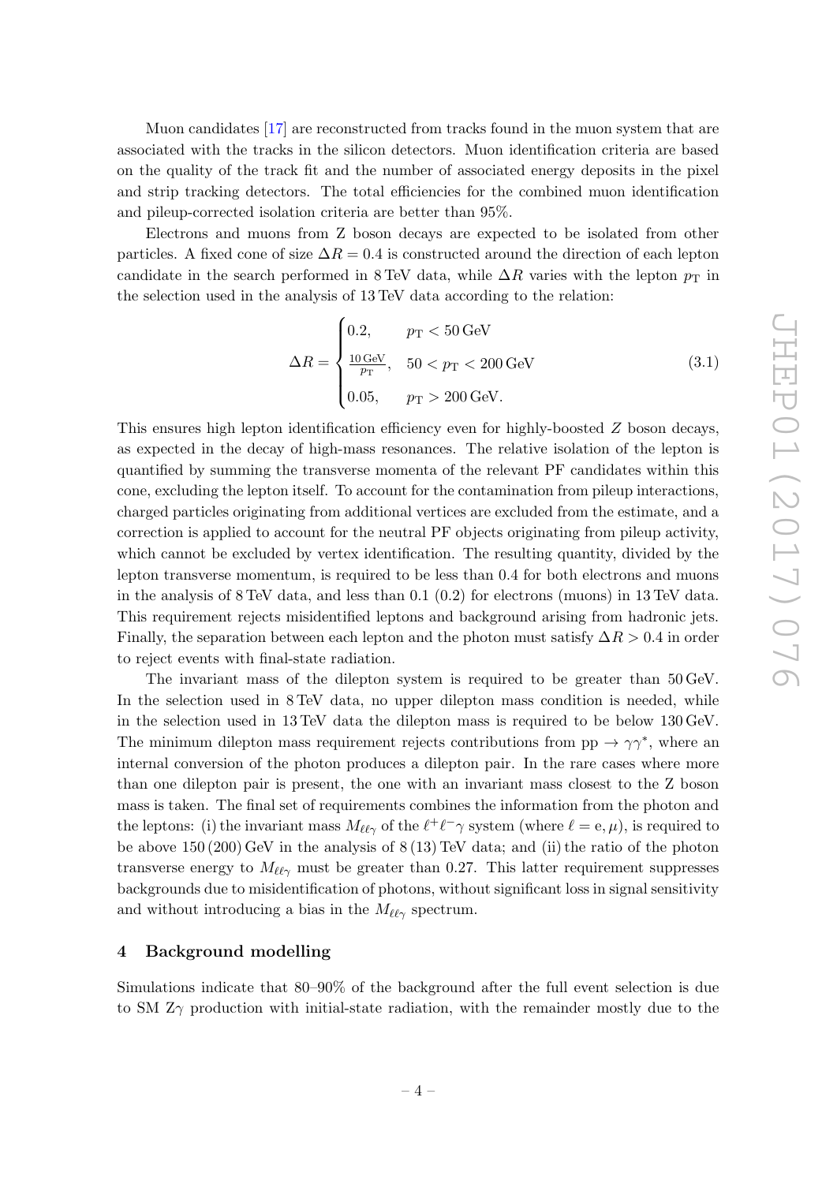Muon candidates [17] are reconstructed from tracks found in the muon system that are associated with the tracks in the silicon detectors. Muon identification criteria are based on the quality of the track fit and the number of associated energy deposits in the pixel and strip tracking detectors. The total efficiencies for the combined muon identification and pileup-corrected isolation criteria are better than 95%.

Electrons and muons from Z boson decays are expected to be isolated from other particles. A fixed cone of size $\Delta R = 0.4$ is constructed around the direction of each lepton candidate in the search performed in 8 TeV data, while $\Delta R$ varies with the lepton $p_\mathrm{T}$ in the selection used in the analysis of 13 TeV data according to the relation:

$$\Delta R = \begin{cases} 0.2, & p_\mathrm{T} < 50\,\mathrm{GeV} \\ \frac{10\,\mathrm{GeV}}{p_\mathrm{T}}, & 50 < p_\mathrm{T} < 200\,\mathrm{GeV} \\ 0.05, & p_\mathrm{T} > 200\,\mathrm{GeV}. \end{cases} \tag{3.1}$$

This ensures high lepton identification efficiency even for highly-boosted $Z$ boson decays, as expected in the decay of high-mass resonances. The relative isolation of the lepton is quantified by summing the transverse momenta of the relevant PF candidates within this cone, excluding the lepton itself. To account for the contamination from pileup interactions, charged particles originating from additional vertices are excluded from the estimate, and a correction is applied to account for the neutral PF objects originating from pileup activity, which cannot be excluded by vertex identification. The resulting quantity, divided by the lepton transverse momentum, is required to be less than 0.4 for both electrons and muons in the analysis of 8 TeV data, and less than 0.1 (0.2) for electrons (muons) in 13 TeV data. This requirement rejects misidentified leptons and background arising from hadronic jets. Finally, the separation between each lepton and the photon must satisfy $\Delta R > 0.4$ in order to reject events with final-state radiation.

The invariant mass of the dilepton system is required to be greater than 50 GeV. In the selection used in 8 TeV data, no upper dilepton mass condition is needed, while in the selection used in 13 TeV data the dilepton mass is required to be below 130 GeV. The minimum dilepton mass requirement rejects contributions from $\mathrm{pp} \to \gamma\gamma^*$, where an internal conversion of the photon produces a dilepton pair. In the rare cases where more than one dilepton pair is present, the one with an invariant mass closest to the Z boson mass is taken. The final set of requirements combines the information from the photon and the leptons: (i) the invariant mass $M_{\ell\ell\gamma}$ of the $\ell^+\ell^-\gamma$ system (where $\ell = \mathrm{e}, \mu$), is required to be above 150 (200) GeV in the analysis of 8 (13) TeV data; and (ii) the ratio of the photon transverse energy to $M_{\ell\ell\gamma}$ must be greater than 0.27. This latter requirement suppresses backgrounds due to misidentification of photons, without significant loss in signal sensitivity and without introducing a bias in the $M_{\ell\ell\gamma}$ spectrum.

## 4 Background modelling

Simulations indicate that 80–90% of the background after the full event selection is due to SM Z$\gamma$ production with initial-state radiation, with the remainder mostly due to the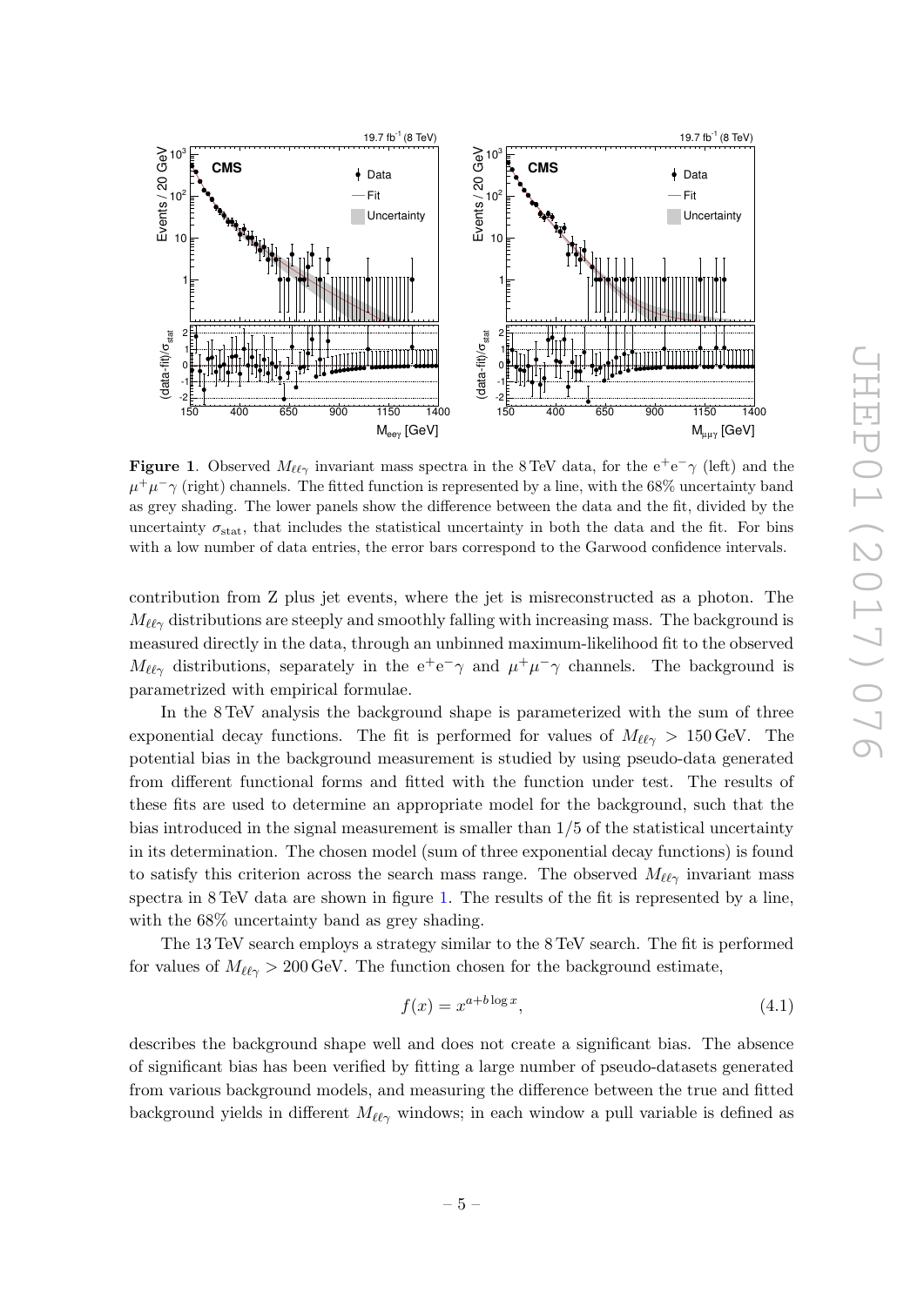**Figure 1**. Observed $M_{\ell\ell\gamma}$ invariant mass spectra in the 8 TeV data, for the $e^+e^-\gamma$ (left) and the $\mu^+\mu^-\gamma$ (right) channels. The fitted function is represented by a line, with the 68% uncertainty band as grey shading. The lower panels show the difference between the data and the fit, divided by the uncertainty $\sigma_{\text{stat}}$, that includes the statistical uncertainty in both the data and the fit. For bins with a low number of data entries, the error bars correspond to the Garwood confidence intervals.

contribution from Z plus jet events, where the jet is misreconstructed as a photon. The $M_{\ell\ell\gamma}$ distributions are steeply and smoothly falling with increasing mass. The background is measured directly in the data, through an unbinned maximum-likelihood fit to the observed $M_{\ell\ell\gamma}$ distributions, separately in the $e^+e^-\gamma$ and $\mu^+\mu^-\gamma$ channels. The background is parametrized with empirical formulae.

In the 8 TeV analysis the background shape is parameterized with the sum of three exponential decay functions. The fit is performed for values of $M_{\ell\ell\gamma} > 150\,\text{GeV}$. The potential bias in the background measurement is studied by using pseudo-data generated from different functional forms and fitted with the function under test. The results of these fits are used to determine an appropriate model for the background, such that the bias introduced in the signal measurement is smaller than 1/5 of the statistical uncertainty in its determination. The chosen model (sum of three exponential decay functions) is found to satisfy this criterion across the search mass range. The observed $M_{\ell\ell\gamma}$ invariant mass spectra in 8 TeV data are shown in figure 1. The results of the fit is represented by a line, with the 68% uncertainty band as grey shading.

The 13 TeV search employs a strategy similar to the 8 TeV search. The fit is performed for values of $M_{\ell\ell\gamma} > 200\,\text{GeV}$. The function chosen for the background estimate,

$$f(x) = x^{a+b\log x}, \tag{4.1}$$

describes the background shape well and does not create a significant bias. The absence of significant bias has been verified by fitting a large number of pseudo-datasets generated from various background models, and measuring the difference between the true and fitted background yields in different $M_{\ell\ell\gamma}$ windows; in each window a pull variable is defined as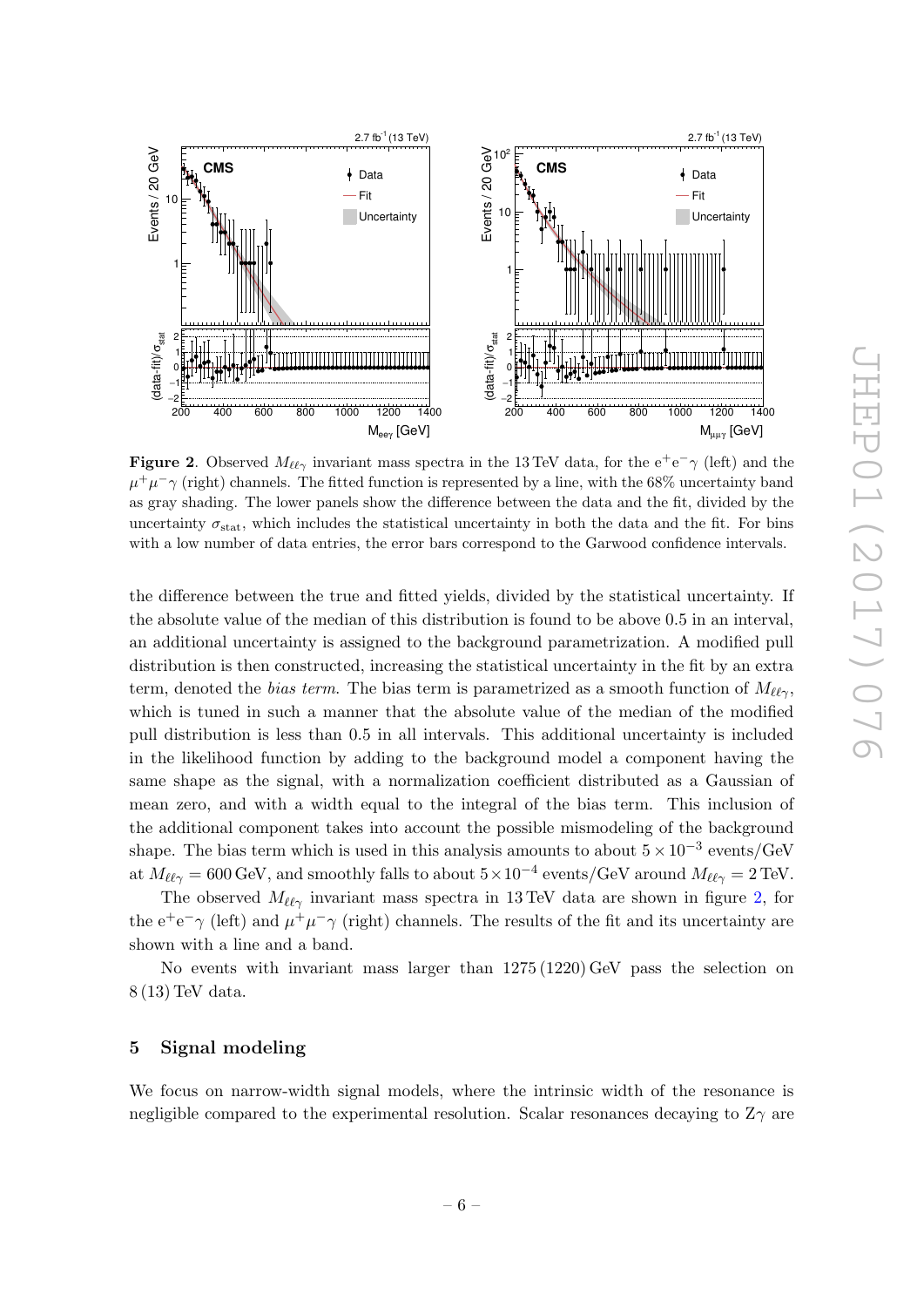**Figure 2**. Observed $M_{\ell\ell\gamma}$ invariant mass spectra in the 13 TeV data, for the $e^+e^-\gamma$ (left) and the $\mu^+\mu^-\gamma$ (right) channels. The fitted function is represented by a line, with the 68% uncertainty band as gray shading. The lower panels show the difference between the data and the fit, divided by the uncertainty $\sigma_{\text{stat}}$, which includes the statistical uncertainty in both the data and the fit. For bins with a low number of data entries, the error bars correspond to the Garwood confidence intervals.

the difference between the true and fitted yields, divided by the statistical uncertainty. If the absolute value of the median of this distribution is found to be above 0.5 in an interval, an additional uncertainty is assigned to the background parametrization. A modified pull distribution is then constructed, increasing the statistical uncertainty in the fit by an extra term, denoted the *bias term*. The bias term is parametrized as a smooth function of $M_{\ell\ell\gamma}$, which is tuned in such a manner that the absolute value of the median of the modified pull distribution is less than 0.5 in all intervals. This additional uncertainty is included in the likelihood function by adding to the background model a component having the same shape as the signal, with a normalization coefficient distributed as a Gaussian of mean zero, and with a width equal to the integral of the bias term. This inclusion of the additional component takes into account the possible mismodeling of the background shape. The bias term which is used in this analysis amounts to about $5 \times 10^{-3}$ events/GeV at $M_{\ell\ell\gamma} = 600$ GeV, and smoothly falls to about $5 \times 10^{-4}$ events/GeV around $M_{\ell\ell\gamma} = 2$ TeV.

The observed $M_{\ell\ell\gamma}$ invariant mass spectra in 13 TeV data are shown in figure 2, for the $e^+e^-\gamma$ (left) and $\mu^+\mu^-\gamma$ (right) channels. The results of the fit and its uncertainty are shown with a line and a band.

No events with invariant mass larger than 1275 (1220) GeV pass the selection on 8 (13) TeV data.

## 5 Signal modeling

We focus on narrow-width signal models, where the intrinsic width of the resonance is negligible compared to the experimental resolution. Scalar resonances decaying to $Z\gamma$ are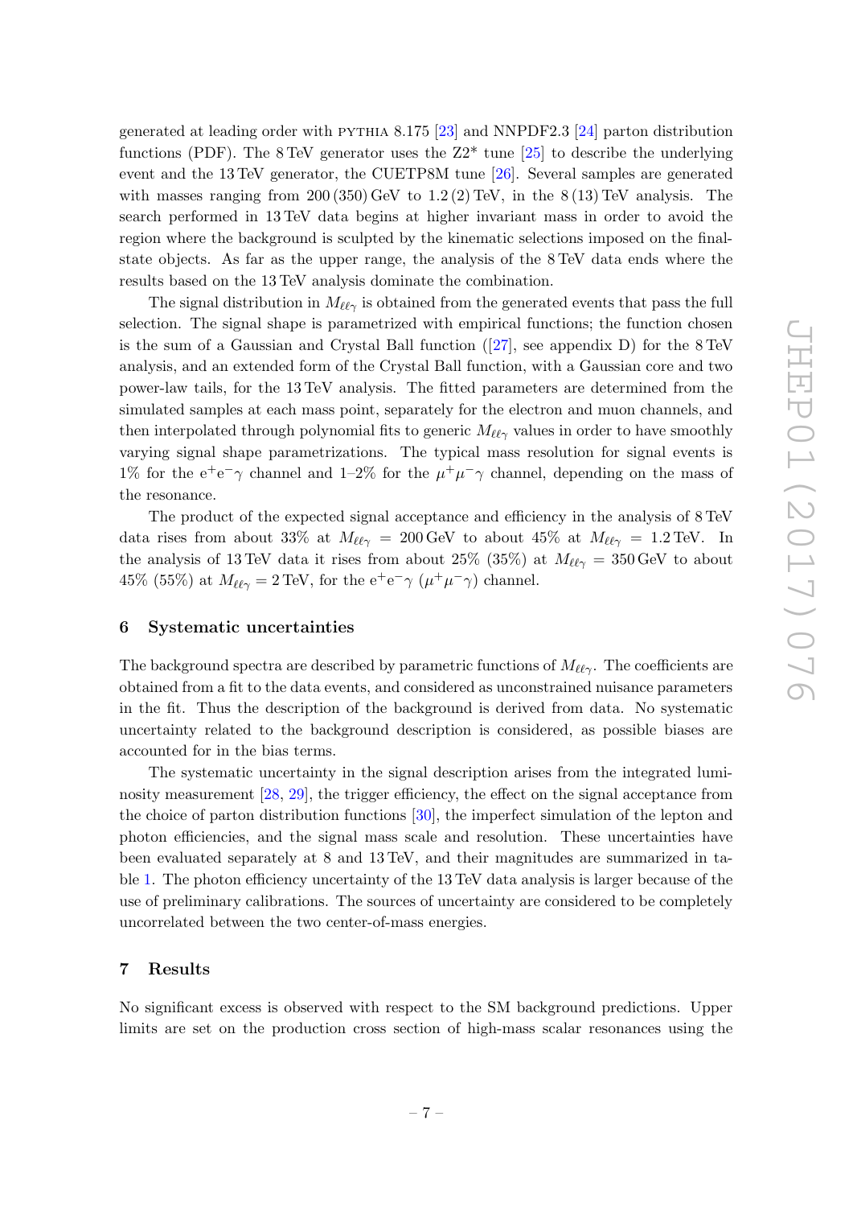generated at leading order with PYTHIA 8.175 [23] and NNPDF2.3 [24] parton distribution functions (PDF). The 8 TeV generator uses the Z2* tune [25] to describe the underlying event and the 13 TeV generator, the CUETP8M tune [26]. Several samples are generated with masses ranging from 200 (350) GeV to 1.2 (2) TeV, in the 8 (13) TeV analysis. The search performed in 13 TeV data begins at higher invariant mass in order to avoid the region where the background is sculpted by the kinematic selections imposed on the final-state objects. As far as the upper range, the analysis of the 8 TeV data ends where the results based on the 13 TeV analysis dominate the combination.

The signal distribution in $M_{\ell\ell\gamma}$ is obtained from the generated events that pass the full selection. The signal shape is parametrized with empirical functions; the function chosen is the sum of a Gaussian and Crystal Ball function ([27], see appendix D) for the 8 TeV analysis, and an extended form of the Crystal Ball function, with a Gaussian core and two power-law tails, for the 13 TeV analysis. The fitted parameters are determined from the simulated samples at each mass point, separately for the electron and muon channels, and then interpolated through polynomial fits to generic $M_{\ell\ell\gamma}$ values in order to have smoothly varying signal shape parametrizations. The typical mass resolution for signal events is 1% for the $e^+e^-\gamma$ channel and 1–2% for the $\mu^+\mu^-\gamma$ channel, depending on the mass of the resonance.

The product of the expected signal acceptance and efficiency in the analysis of 8 TeV data rises from about 33% at $M_{\ell\ell\gamma} = 200$ GeV to about 45% at $M_{\ell\ell\gamma} = 1.2$ TeV. In the analysis of 13 TeV data it rises from about 25% (35%) at $M_{\ell\ell\gamma} = 350$ GeV to about 45% (55%) at $M_{\ell\ell\gamma} = 2$ TeV, for the $e^+e^-\gamma$ ($\mu^+\mu^-\gamma$) channel.

## 6 Systematic uncertainties

The background spectra are described by parametric functions of $M_{\ell\ell\gamma}$. The coefficients are obtained from a fit to the data events, and considered as unconstrained nuisance parameters in the fit. Thus the description of the background is derived from data. No systematic uncertainty related to the background description is considered, as possible biases are accounted for in the bias terms.

The systematic uncertainty in the signal description arises from the integrated luminosity measurement [28, 29], the trigger efficiency, the effect on the signal acceptance from the choice of parton distribution functions [30], the imperfect simulation of the lepton and photon efficiencies, and the signal mass scale and resolution. These uncertainties have been evaluated separately at 8 and 13 TeV, and their magnitudes are summarized in table 1. The photon efficiency uncertainty of the 13 TeV data analysis is larger because of the use of preliminary calibrations. The sources of uncertainty are considered to be completely uncorrelated between the two center-of-mass energies.

## 7 Results

No significant excess is observed with respect to the SM background predictions. Upper limits are set on the production cross section of high-mass scalar resonances using the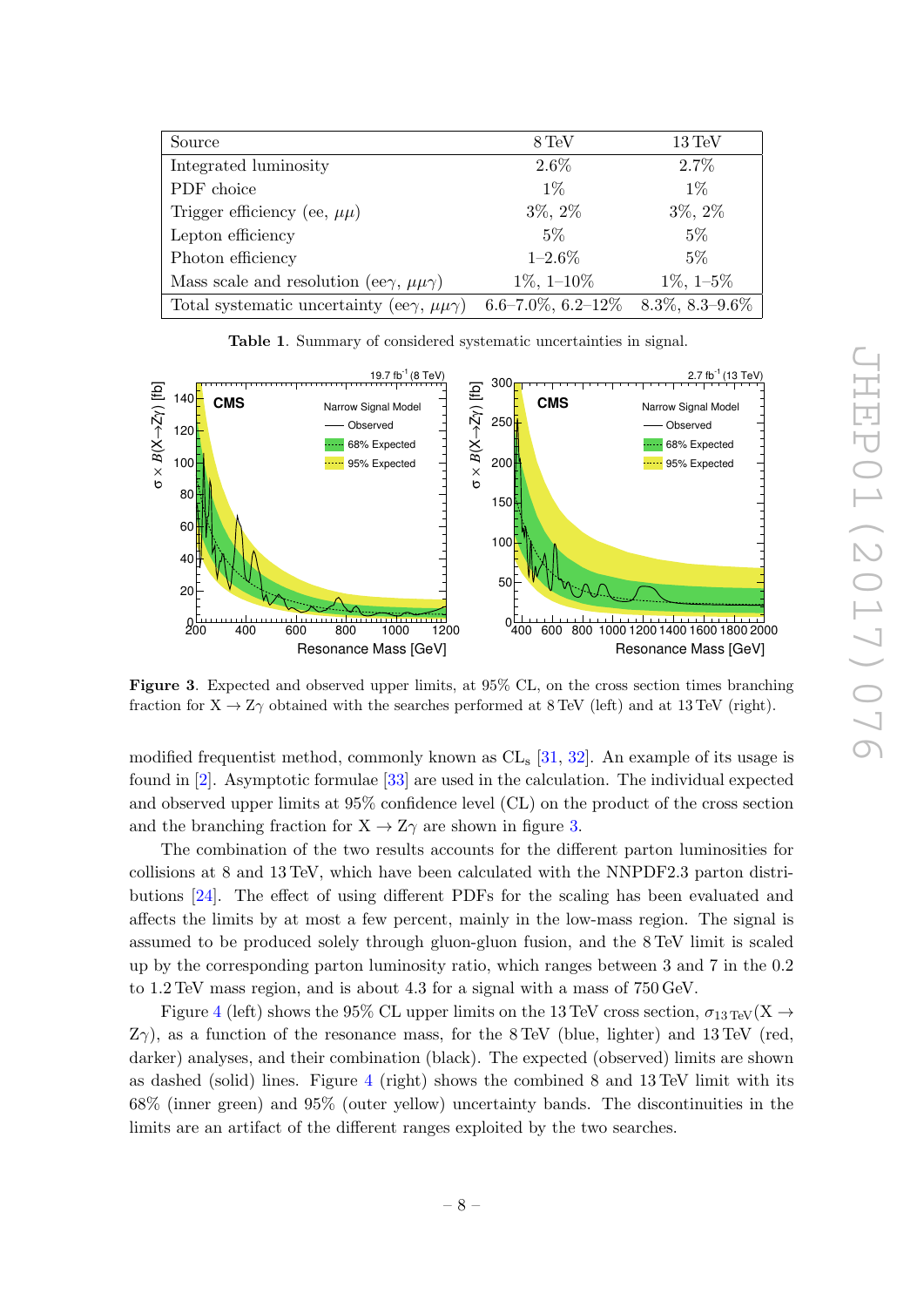| Source | 8 TeV | 13 TeV |
|---|---|---|
| Integrated luminosity | 2.6% | 2.7% |
| PDF choice | 1% | 1% |
| Trigger efficiency (ee, $\mu\mu$) | 3%, 2% | 3%, 2% |
| Lepton efficiency | 5% | 5% |
| Photon efficiency | 1–2.6% | 5% |
| Mass scale and resolution (ee$\gamma$, $\mu\mu\gamma$) | 1%, 1–10% | 1%, 1–5% |
| Total systematic uncertainty (ee$\gamma$, $\mu\mu\gamma$) | 6.6–7.0%, 6.2–12% | 8.3%, 8.3–9.6% |

**Table 1**. Summary of considered systematic uncertainties in signal.

**Figure 3**. Expected and observed upper limits, at 95% CL, on the cross section times branching fraction for $\mathrm{X} \rightarrow \mathrm{Z}\gamma$ obtained with the searches performed at 8 TeV (left) and at 13 TeV (right).

modified frequentist method, commonly known as $\mathrm{CL_s}$ [31, 32]. An example of its usage is found in [2]. Asymptotic formulae [33] are used in the calculation. The individual expected and observed upper limits at 95% confidence level (CL) on the product of the cross section and the branching fraction for $\mathrm{X} \rightarrow \mathrm{Z}\gamma$ are shown in figure 3.

The combination of the two results accounts for the different parton luminosities for collisions at 8 and 13 TeV, which have been calculated with the NNPDF2.3 parton distributions [24]. The effect of using different PDFs for the scaling has been evaluated and affects the limits by at most a few percent, mainly in the low-mass region. The signal is assumed to be produced solely through gluon-gluon fusion, and the 8 TeV limit is scaled up by the corresponding parton luminosity ratio, which ranges between 3 and 7 in the 0.2 to 1.2 TeV mass region, and is about 4.3 for a signal with a mass of 750 GeV.

Figure 4 (left) shows the 95% CL upper limits on the 13 TeV cross section, $\sigma_{13\,\mathrm{TeV}}(\mathrm{X} \rightarrow \mathrm{Z}\gamma)$, as a function of the resonance mass, for the 8 TeV (blue, lighter) and 13 TeV (red, darker) analyses, and their combination (black). The expected (observed) limits are shown as dashed (solid) lines. Figure 4 (right) shows the combined 8 and 13 TeV limit with its 68% (inner green) and 95% (outer yellow) uncertainty bands. The discontinuities in the limits are an artifact of the different ranges exploited by the two searches.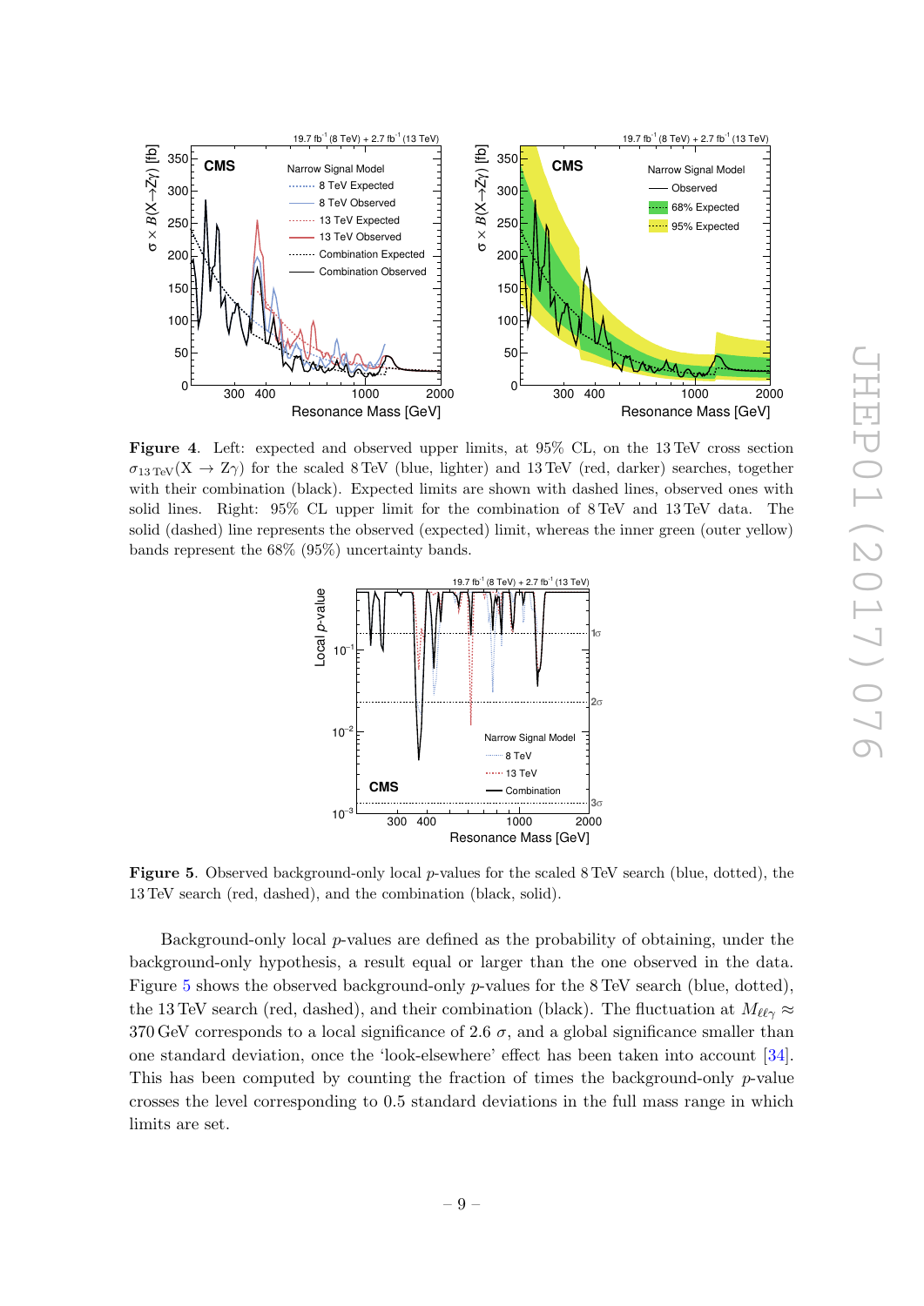**Figure 4**. Left: expected and observed upper limits, at 95% CL, on the 13 TeV cross section $\sigma_{13\,\text{TeV}}(\text{X} \to \text{Z}\gamma)$ for the scaled 8 TeV (blue, lighter) and 13 TeV (red, darker) searches, together with their combination (black). Expected limits are shown with dashed lines, observed ones with solid lines. Right: 95% CL upper limit for the combination of 8 TeV and 13 TeV data. The solid (dashed) line represents the observed (expected) limit, whereas the inner green (outer yellow) bands represent the 68% (95%) uncertainty bands.

**Figure 5**. Observed background-only local $p$-values for the scaled 8 TeV search (blue, dotted), the 13 TeV search (red, dashed), and the combination (black, solid).

Background-only local $p$-values are defined as the probability of obtaining, under the background-only hypothesis, a result equal or larger than the one observed in the data. Figure 5 shows the observed background-only $p$-values for the 8 TeV search (blue, dotted), the 13 TeV search (red, dashed), and their combination (black). The fluctuation at $M_{\ell\ell\gamma} \approx 370$ GeV corresponds to a local significance of 2.6 $\sigma$, and a global significance smaller than one standard deviation, once the 'look-elsewhere' effect has been taken into account [34]. This has been computed by counting the fraction of times the background-only $p$-value crosses the level corresponding to 0.5 standard deviations in the full mass range in which limits are set.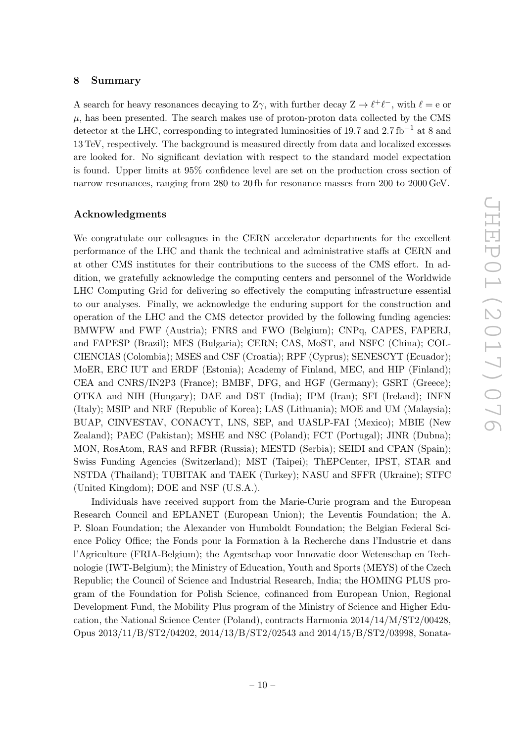## 8 Summary

A search for heavy resonances decaying to $Z\gamma$, with further decay $Z \to \ell^+\ell^-$, with $\ell = e$ or $\mu$, has been presented. The search makes use of proton-proton data collected by the CMS detector at the LHC, corresponding to integrated luminosities of 19.7 and 2.7 $\text{fb}^{-1}$ at 8 and 13 TeV, respectively. The background is measured directly from data and localized excesses are looked for. No significant deviation with respect to the standard model expectation is found. Upper limits at 95% confidence level are set on the production cross section of narrow resonances, ranging from 280 to 20 fb for resonance masses from 200 to 2000 GeV.

## Acknowledgments

We congratulate our colleagues in the CERN accelerator departments for the excellent performance of the LHC and thank the technical and administrative staffs at CERN and at other CMS institutes for their contributions to the success of the CMS effort. In addition, we gratefully acknowledge the computing centers and personnel of the Worldwide LHC Computing Grid for delivering so effectively the computing infrastructure essential to our analyses. Finally, we acknowledge the enduring support for the construction and operation of the LHC and the CMS detector provided by the following funding agencies: BMWFW and FWF (Austria); FNRS and FWO (Belgium); CNPq, CAPES, FAPERJ, and FAPESP (Brazil); MES (Bulgaria); CERN; CAS, MoST, and NSFC (China); COLCIENCIAS (Colombia); MSES and CSF (Croatia); RPF (Cyprus); SENESCYT (Ecuador); MoER, ERC IUT and ERDF (Estonia); Academy of Finland, MEC, and HIP (Finland); CEA and CNRS/IN2P3 (France); BMBF, DFG, and HGF (Germany); GSRT (Greece); OTKA and NIH (Hungary); DAE and DST (India); IPM (Iran); SFI (Ireland); INFN (Italy); MSIP and NRF (Republic of Korea); LAS (Lithuania); MOE and UM (Malaysia); BUAP, CINVESTAV, CONACYT, LNS, SEP, and UASLP-FAI (Mexico); MBIE (New Zealand); PAEC (Pakistan); MSHE and NSC (Poland); FCT (Portugal); JINR (Dubna); MON, RosAtom, RAS and RFBR (Russia); MESTD (Serbia); SEIDI and CPAN (Spain); Swiss Funding Agencies (Switzerland); MST (Taipei); ThEPCenter, IPST, STAR and NSTDA (Thailand); TUBITAK and TAEK (Turkey); NASU and SFFR (Ukraine); STFC (United Kingdom); DOE and NSF (U.S.A.).

Individuals have received support from the Marie-Curie program and the European Research Council and EPLANET (European Union); the Leventis Foundation; the A. P. Sloan Foundation; the Alexander von Humboldt Foundation; the Belgian Federal Science Policy Office; the Fonds pour la Formation à la Recherche dans l'Industrie et dans l'Agriculture (FRIA-Belgium); the Agentschap voor Innovatie door Wetenschap en Technologie (IWT-Belgium); the Ministry of Education, Youth and Sports (MEYS) of the Czech Republic; the Council of Science and Industrial Research, India; the HOMING PLUS program of the Foundation for Polish Science, cofinanced from European Union, Regional Development Fund, the Mobility Plus program of the Ministry of Science and Higher Education, the National Science Center (Poland), contracts Harmonia 2014/14/M/ST2/00428, Opus 2013/11/B/ST2/04202, 2014/13/B/ST2/02543 and 2014/15/B/ST2/03998, Sonata-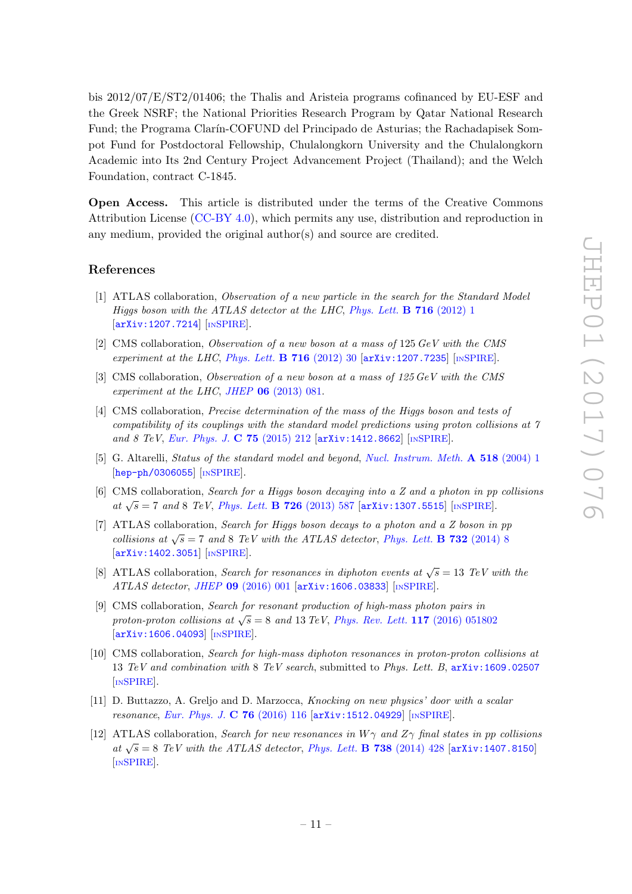bis 2012/07/E/ST2/01406; the Thalis and Aristeia programs cofinanced by EU-ESF and the Greek NSRF; the National Priorities Research Program by Qatar National Research Fund; the Programa Clarín-COFUND del Principado de Asturias; the Rachadapisek Sompot Fund for Postdoctoral Fellowship, Chulalongkorn University and the Chulalongkorn Academic into Its 2nd Century Project Advancement Project (Thailand); and the Welch Foundation, contract C-1845.

**Open Access.** This article is distributed under the terms of the Creative Commons Attribution License (CC-BY 4.0), which permits any use, distribution and reproduction in any medium, provided the original author(s) and source are credited.

## References

[1] ATLAS collaboration, *Observation of a new particle in the search for the Standard Model Higgs boson with the ATLAS detector at the LHC*, Phys. Lett. **B 716** (2012) 1 [arXiv:1207.7214] [INSPIRE].

[2] CMS collaboration, *Observation of a new boson at a mass of* 125 *GeV with the CMS experiment at the LHC*, Phys. Lett. **B 716** (2012) 30 [arXiv:1207.7235] [INSPIRE].

[3] CMS collaboration, *Observation of a new boson at a mass of 125 GeV with the CMS experiment at the LHC*, JHEP **06** (2013) 081.

[4] CMS collaboration, *Precise determination of the mass of the Higgs boson and tests of compatibility of its couplings with the standard model predictions using proton collisions at 7 and 8 TeV*, Eur. Phys. J. **C 75** (2015) 212 [arXiv:1412.8662] [INSPIRE].

[5] G. Altarelli, *Status of the standard model and beyond*, Nucl. Instrum. Meth. **A 518** (2004) 1 [hep-ph/0306055] [INSPIRE].

[6] CMS collaboration, *Search for a Higgs boson decaying into a Z and a photon in pp collisions at* $\sqrt{s} = 7$ *and* 8 *TeV*, Phys. Lett. **B 726** (2013) 587 [arXiv:1307.5515] [INSPIRE].

[7] ATLAS collaboration, *Search for Higgs boson decays to a photon and a Z boson in pp collisions at* $\sqrt{s} = 7$ *and* 8 *TeV with the ATLAS detector*, Phys. Lett. **B 732** (2014) 8 [arXiv:1402.3051] [INSPIRE].

[8] ATLAS collaboration, *Search for resonances in diphoton events at* $\sqrt{s} = 13$ *TeV with the ATLAS detector*, JHEP **09** (2016) 001 [arXiv:1606.03833] [INSPIRE].

[9] CMS collaboration, *Search for resonant production of high-mass photon pairs in proton-proton collisions at* $\sqrt{s} = 8$ *and* 13 *TeV*, Phys. Rev. Lett. **117** (2016) 051802 [arXiv:1606.04093] [INSPIRE].

[10] CMS collaboration, *Search for high-mass diphoton resonances in proton-proton collisions at* 13 *TeV and combination with* 8 *TeV search*, submitted to Phys. Lett. B, arXiv:1609.02507 [INSPIRE].

[11] D. Buttazzo, A. Greljo and D. Marzocca, *Knocking on new physics' door with a scalar resonance*, Eur. Phys. J. **C 76** (2016) 116 [arXiv:1512.04929] [INSPIRE].

[12] ATLAS collaboration, *Search for new resonances in* $W\gamma$ *and* $Z\gamma$ *final states in pp collisions at* $\sqrt{s} = 8$ *TeV with the ATLAS detector*, Phys. Lett. **B 738** (2014) 428 [arXiv:1407.8150] [INSPIRE].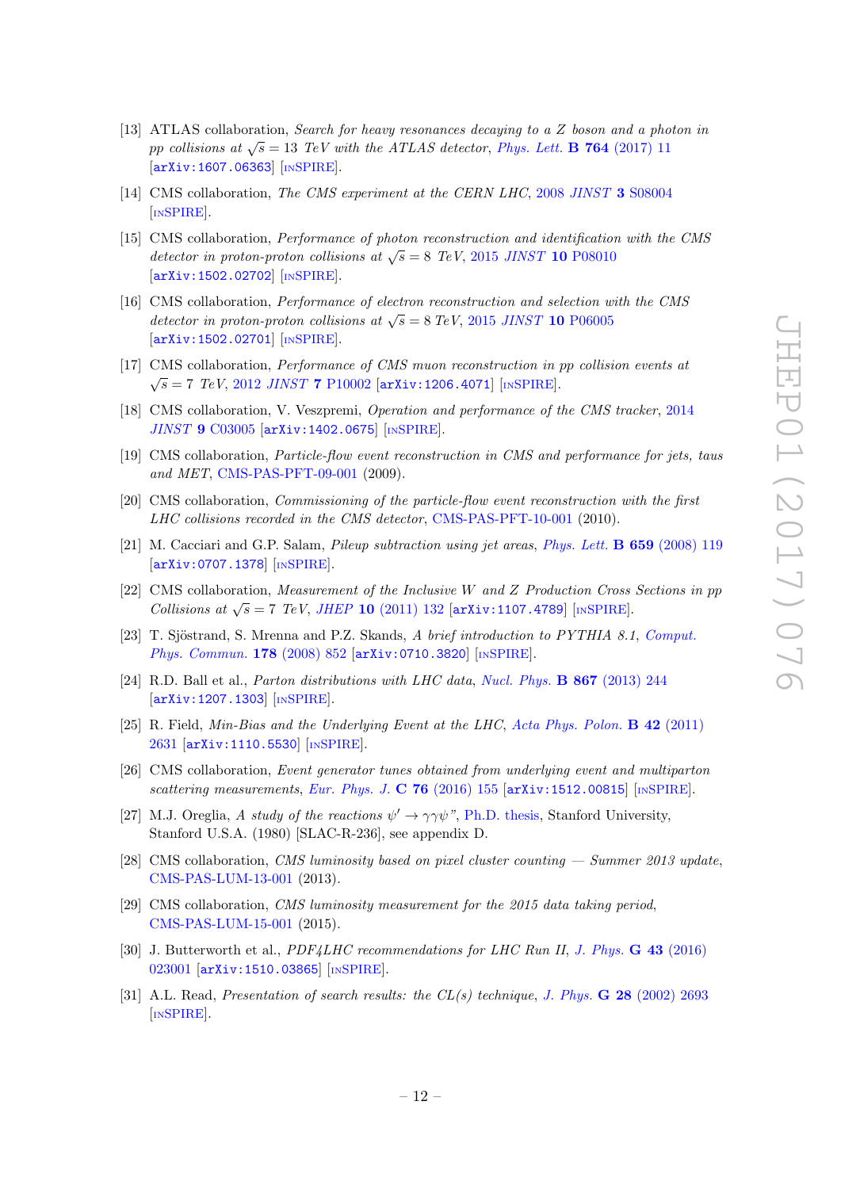[13] ATLAS collaboration, *Search for heavy resonances decaying to a Z boson and a photon in pp collisions at $\sqrt{s} = 13$ TeV with the ATLAS detector*, *Phys. Lett.* **B 764** (2017) 11 [arXiv:1607.06363] [INSPIRE].

[14] CMS collaboration, *The CMS experiment at the CERN LHC*, 2008 *JINST* **3** S08004 [INSPIRE].

[15] CMS collaboration, *Performance of photon reconstruction and identification with the CMS detector in proton-proton collisions at $\sqrt{s} = 8$ TeV*, 2015 *JINST* **10** P08010 [arXiv:1502.02702] [INSPIRE].

[16] CMS collaboration, *Performance of electron reconstruction and selection with the CMS detector in proton-proton collisions at $\sqrt{s} = 8$ TeV*, 2015 *JINST* **10** P06005 [arXiv:1502.02701] [INSPIRE].

[17] CMS collaboration, *Performance of CMS muon reconstruction in pp collision events at $\sqrt{s} = 7$ TeV*, 2012 *JINST* **7** P10002 [arXiv:1206.4071] [INSPIRE].

[18] CMS collaboration, V. Veszpremi, *Operation and performance of the CMS tracker*, 2014 *JINST* **9** C03005 [arXiv:1402.0675] [INSPIRE].

[19] CMS collaboration, *Particle-flow event reconstruction in CMS and performance for jets, taus and MET*, CMS-PAS-PFT-09-001 (2009).

[20] CMS collaboration, *Commissioning of the particle-flow event reconstruction with the first LHC collisions recorded in the CMS detector*, CMS-PAS-PFT-10-001 (2010).

[21] M. Cacciari and G.P. Salam, *Pileup subtraction using jet areas*, *Phys. Lett.* **B 659** (2008) 119 [arXiv:0707.1378] [INSPIRE].

[22] CMS collaboration, *Measurement of the Inclusive W and Z Production Cross Sections in pp Collisions at $\sqrt{s} = 7$ TeV*, *JHEP* **10** (2011) 132 [arXiv:1107.4789] [INSPIRE].

[23] T. Sjöstrand, S. Mrenna and P.Z. Skands, *A brief introduction to PYTHIA 8.1*, *Comput. Phys. Commun.* **178** (2008) 852 [arXiv:0710.3820] [INSPIRE].

[24] R.D. Ball et al., *Parton distributions with LHC data*, *Nucl. Phys.* **B 867** (2013) 244 [arXiv:1207.1303] [INSPIRE].

[25] R. Field, *Min-Bias and the Underlying Event at the LHC*, *Acta Phys. Polon.* **B 42** (2011) 2631 [arXiv:1110.5530] [INSPIRE].

[26] CMS collaboration, *Event generator tunes obtained from underlying event and multiparton scattering measurements*, *Eur. Phys. J.* **C 76** (2016) 155 [arXiv:1512.00815] [INSPIRE].

[27] M.J. Oreglia, *A study of the reactions $\psi' \to \gamma\gamma\psi$"*, Ph.D. thesis, Stanford University, Stanford U.S.A. (1980) [SLAC-R-236], see appendix D.

[28] CMS collaboration, *CMS luminosity based on pixel cluster counting — Summer 2013 update*, CMS-PAS-LUM-13-001 (2013).

[29] CMS collaboration, *CMS luminosity measurement for the 2015 data taking period*, CMS-PAS-LUM-15-001 (2015).

[30] J. Butterworth et al., *PDF4LHC recommendations for LHC Run II*, *J. Phys.* **G 43** (2016) 023001 [arXiv:1510.03865] [INSPIRE].

[31] A.L. Read, *Presentation of search results: the CL(s) technique*, *J. Phys.* **G 28** (2002) 2693 [INSPIRE].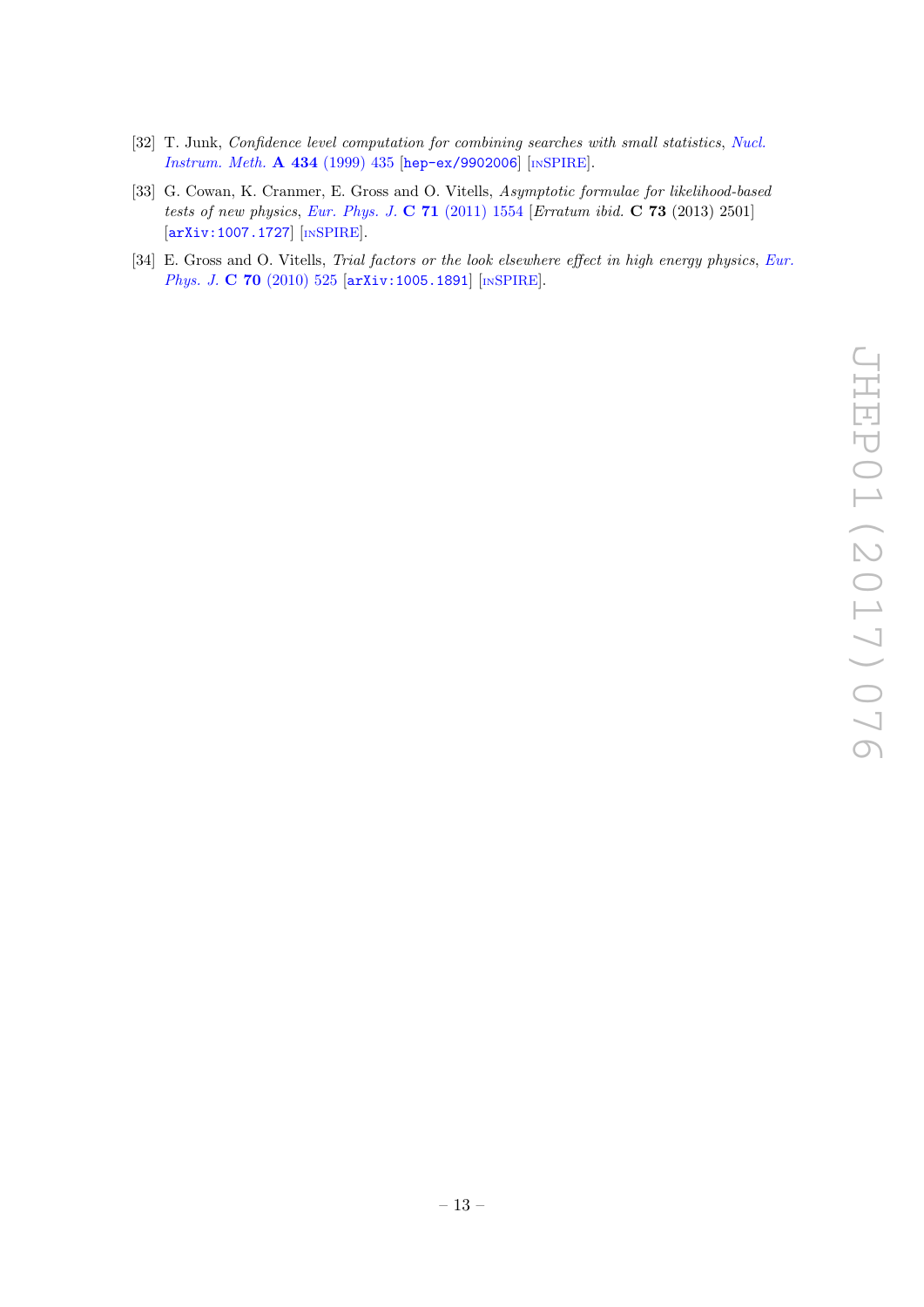[32] T. Junk, *Confidence level computation for combining searches with small statistics*, Nucl. Instrum. Meth. **A 434** (1999) 435 [hep-ex/9902006] [INSPIRE].

[33] G. Cowan, K. Cranmer, E. Gross and O. Vitells, *Asymptotic formulae for likelihood-based tests of new physics*, Eur. Phys. J. **C 71** (2011) 1554 [*Erratum ibid.* **C 73** (2013) 2501] [arXiv:1007.1727] [INSPIRE].

[34] E. Gross and O. Vitells, *Trial factors or the look elsewhere effect in high energy physics*, Eur. Phys. J. **C 70** (2010) 525 [arXiv:1005.1891] [INSPIRE].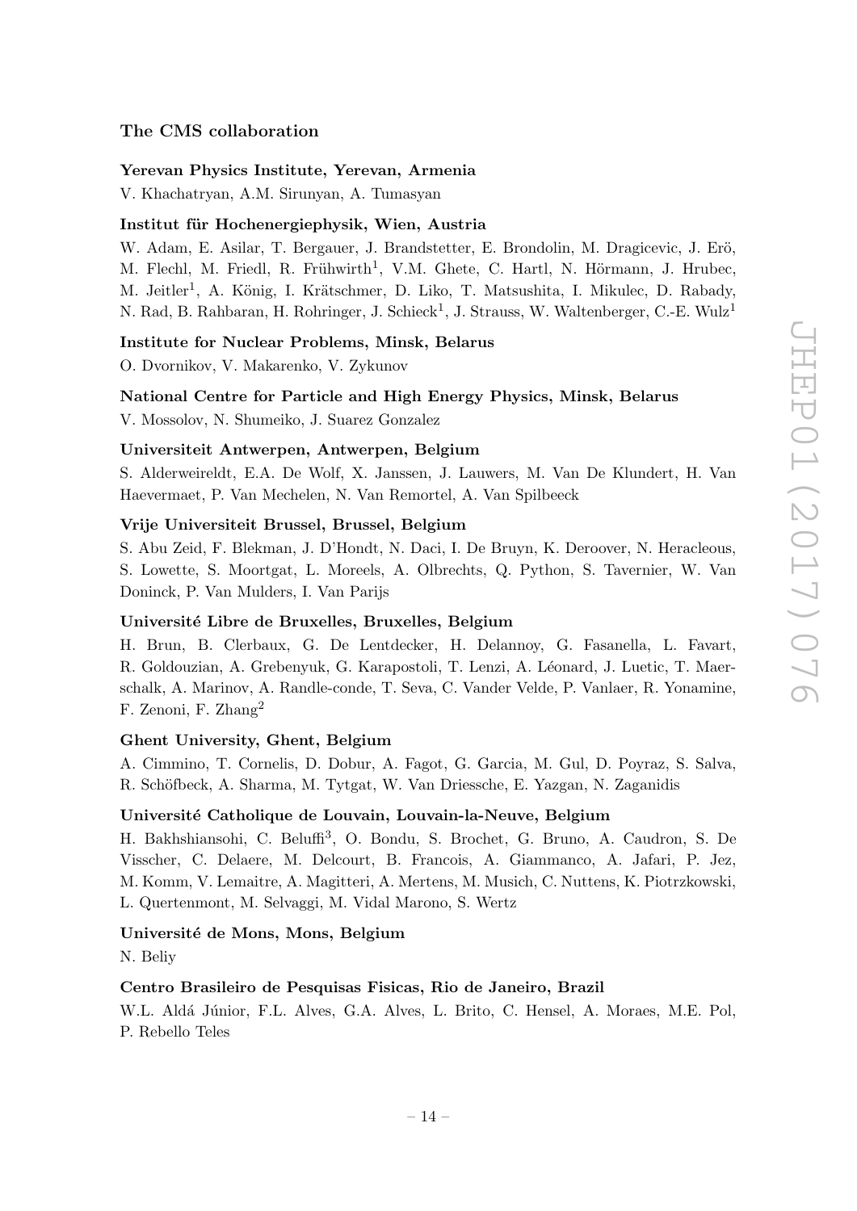### The CMS collaboration

**Yerevan Physics Institute, Yerevan, Armenia**

V. Khachatryan, A.M. Sirunyan, A. Tumasyan

**Institut für Hochenergiephysik, Wien, Austria**

W. Adam, E. Asilar, T. Bergauer, J. Brandstetter, E. Brondolin, M. Dragicevic, J. Erö, M. Flechl, M. Friedl, R. Frühwirth[1], V.M. Ghete, C. Hartl, N. Hörmann, J. Hrubec, M. Jeitler[1], A. König, I. Krätschmer, D. Liko, T. Matsushita, I. Mikulec, D. Rabady, N. Rad, B. Rahbaran, H. Rohringer, J. Schieck[1], J. Strauss, W. Waltenberger, C.-E. Wulz[1]

**Institute for Nuclear Problems, Minsk, Belarus**

O. Dvornikov, V. Makarenko, V. Zykunov

**National Centre for Particle and High Energy Physics, Minsk, Belarus**

V. Mossolov, N. Shumeiko, J. Suarez Gonzalez

**Universiteit Antwerpen, Antwerpen, Belgium**

S. Alderweireldt, E.A. De Wolf, X. Janssen, J. Lauwers, M. Van De Klundert, H. Van Haevermaet, P. Van Mechelen, N. Van Remortel, A. Van Spilbeeck

**Vrije Universiteit Brussel, Brussel, Belgium**

S. Abu Zeid, F. Blekman, J. D'Hondt, N. Daci, I. De Bruyn, K. Deroover, N. Heracleous, S. Lowette, S. Moortgat, L. Moreels, A. Olbrechts, Q. Python, S. Tavernier, W. Van Doninck, P. Van Mulders, I. Van Parijs

**Université Libre de Bruxelles, Bruxelles, Belgium**

H. Brun, B. Clerbaux, G. De Lentdecker, H. Delannoy, G. Fasanella, L. Favart, R. Goldouzian, A. Grebenyuk, G. Karapostoli, T. Lenzi, A. Léonard, J. Luetic, T. Maerschalk, A. Marinov, A. Randle-conde, T. Seva, C. Vander Velde, P. Vanlaer, R. Yonamine, F. Zenoni, F. Zhang[2]

**Ghent University, Ghent, Belgium**

A. Cimmino, T. Cornelis, D. Dobur, A. Fagot, G. Garcia, M. Gul, D. Poyraz, S. Salva, R. Schöfbeck, A. Sharma, M. Tytgat, W. Van Driessche, E. Yazgan, N. Zaganidis

**Université Catholique de Louvain, Louvain-la-Neuve, Belgium**

H. Bakhshiansohi, C. Beluffi[3], O. Bondu, S. Brochet, G. Bruno, A. Caudron, S. De Visscher, C. Delaere, M. Delcourt, B. Francois, A. Giammanco, A. Jafari, P. Jez, M. Komm, V. Lemaitre, A. Magitteri, A. Mertens, M. Musich, C. Nuttens, K. Piotrzkowski, L. Quertenmont, M. Selvaggi, M. Vidal Marono, S. Wertz

**Université de Mons, Mons, Belgium**

N. Beliy

**Centro Brasileiro de Pesquisas Fisicas, Rio de Janeiro, Brazil**

W.L. Aldá Júnior, F.L. Alves, G.A. Alves, L. Brito, C. Hensel, A. Moraes, M.E. Pol, P. Rebello Teles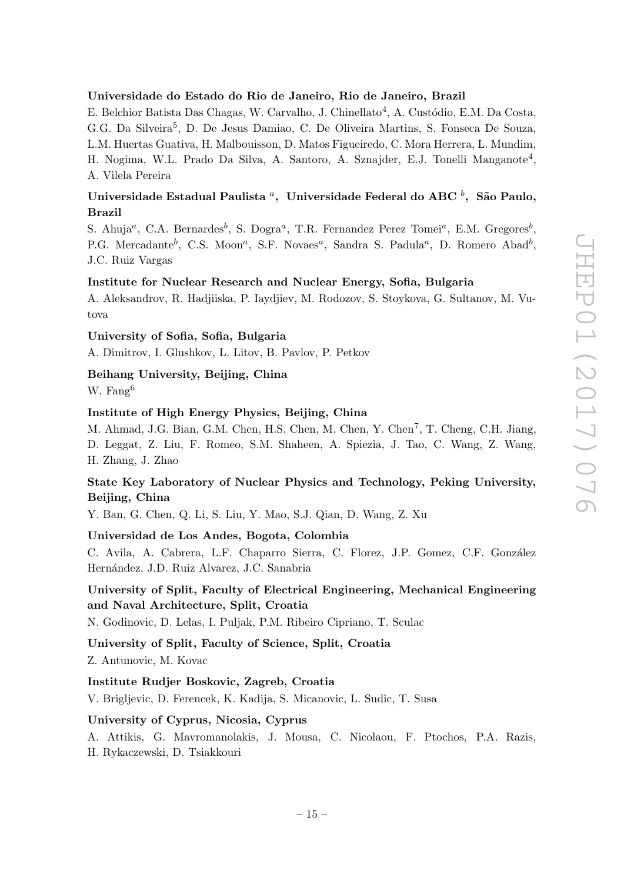**Universidade do Estado do Rio de Janeiro, Rio de Janeiro, Brazil**

E. Belchior Batista Das Chagas, W. Carvalho, J. Chinellato[4], A. Custódio, E.M. Da Costa, G.G. Da Silveira[5], D. De Jesus Damiao, C. De Oliveira Martins, S. Fonseca De Souza, L.M. Huertas Guativa, H. Malbouisson, D. Matos Figueiredo, C. Mora Herrera, L. Mundim, H. Nogima, W.L. Prado Da Silva, A. Santoro, A. Sznajder, E.J. Tonelli Manganote[4], A. Vilela Pereira

**Universidade Estadual Paulista [a], Universidade Federal do ABC [b], São Paulo, Brazil**

S. Ahuja[a], C.A. Bernardes[b], S. Dogra[a], T.R. Fernandez Perez Tomei[a], E.M. Gregores[b], P.G. Mercadante[b], C.S. Moon[a], S.F. Novaes[a], Sandra S. Padula[a], D. Romero Abad[b], J.C. Ruiz Vargas

**Institute for Nuclear Research and Nuclear Energy, Sofia, Bulgaria**

A. Aleksandrov, R. Hadjiiska, P. Iaydjiev, M. Rodozov, S. Stoykova, G. Sultanov, M. Vutova

**University of Sofia, Sofia, Bulgaria**

A. Dimitrov, I. Glushkov, L. Litov, B. Pavlov, P. Petkov

**Beihang University, Beijing, China**

W. Fang[6]

**Institute of High Energy Physics, Beijing, China**

M. Ahmad, J.G. Bian, G.M. Chen, H.S. Chen, M. Chen, Y. Chen[7], T. Cheng, C.H. Jiang, D. Leggat, Z. Liu, F. Romeo, S.M. Shaheen, A. Spiezia, J. Tao, C. Wang, Z. Wang, H. Zhang, J. Zhao

**State Key Laboratory of Nuclear Physics and Technology, Peking University, Beijing, China**

Y. Ban, G. Chen, Q. Li, S. Liu, Y. Mao, S.J. Qian, D. Wang, Z. Xu

**Universidad de Los Andes, Bogota, Colombia**

C. Avila, A. Cabrera, L.F. Chaparro Sierra, C. Florez, J.P. Gomez, C.F. González Hernández, J.D. Ruiz Alvarez, J.C. Sanabria

**University of Split, Faculty of Electrical Engineering, Mechanical Engineering and Naval Architecture, Split, Croatia**

N. Godinovic, D. Lelas, I. Puljak, P.M. Ribeiro Cipriano, T. Sculac

**University of Split, Faculty of Science, Split, Croatia**

Z. Antunovic, M. Kovac

**Institute Rudjer Boskovic, Zagreb, Croatia**

V. Brigljevic, D. Ferencek, K. Kadija, S. Micanovic, L. Sudic, T. Susa

**University of Cyprus, Nicosia, Cyprus**

A. Attikis, G. Mavromanolakis, J. Mousa, C. Nicolaou, F. Ptochos, P.A. Razis, H. Rykaczewski, D. Tsiakkouri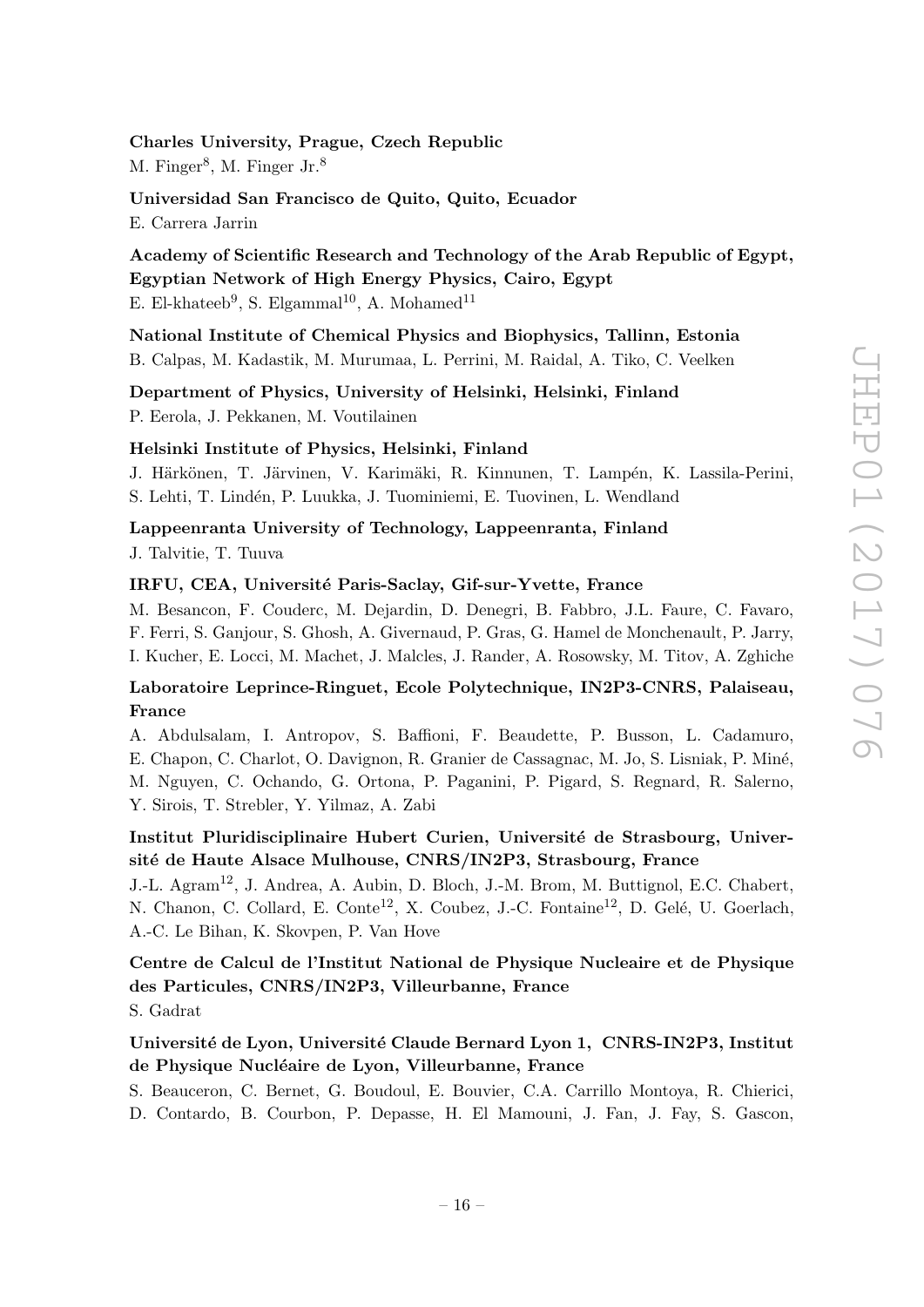**Charles University, Prague, Czech Republic**
M. Finger[8], M. Finger Jr.[8]

**Universidad San Francisco de Quito, Quito, Ecuador**
E. Carrera Jarrin

**Academy of Scientific Research and Technology of the Arab Republic of Egypt, Egyptian Network of High Energy Physics, Cairo, Egypt**
E. El-khateeb[9], S. Elgammal[10], A. Mohamed[11]

**National Institute of Chemical Physics and Biophysics, Tallinn, Estonia**
B. Calpas, M. Kadastik, M. Murumaa, L. Perrini, M. Raidal, A. Tiko, C. Veelken

**Department of Physics, University of Helsinki, Helsinki, Finland**
P. Eerola, J. Pekkanen, M. Voutilainen

**Helsinki Institute of Physics, Helsinki, Finland**
J. Härkönen, T. Järvinen, V. Karimäki, R. Kinnunen, T. Lampén, K. Lassila-Perini, S. Lehti, T. Lindén, P. Luukka, J. Tuominiemi, E. Tuovinen, L. Wendland

**Lappeenranta University of Technology, Lappeenranta, Finland**
J. Talvitie, T. Tuuva

**IRFU, CEA, Université Paris-Saclay, Gif-sur-Yvette, France**
M. Besancon, F. Couderc, M. Dejardin, D. Denegri, B. Fabbro, J.L. Faure, C. Favaro, F. Ferri, S. Ganjour, S. Ghosh, A. Givernaud, P. Gras, G. Hamel de Monchenault, P. Jarry, I. Kucher, E. Locci, M. Machet, J. Malcles, J. Rander, A. Rosowsky, M. Titov, A. Zghiche

**Laboratoire Leprince-Ringuet, Ecole Polytechnique, IN2P3-CNRS, Palaiseau, France**
A. Abdulsalam, I. Antropov, S. Baffioni, F. Beaudette, P. Busson, L. Cadamuro, E. Chapon, C. Charlot, O. Davignon, R. Granier de Cassagnac, M. Jo, S. Lisniak, P. Miné, M. Nguyen, C. Ochando, G. Ortona, P. Paganini, P. Pigard, S. Regnard, R. Salerno, Y. Sirois, T. Strebler, Y. Yilmaz, A. Zabi

**Institut Pluridisciplinaire Hubert Curien, Université de Strasbourg, Université de Haute Alsace Mulhouse, CNRS/IN2P3, Strasbourg, France**
J.-L. Agram[12], J. Andrea, A. Aubin, D. Bloch, J.-M. Brom, M. Buttignol, E.C. Chabert, N. Chanon, C. Collard, E. Conte[12], X. Coubez, J.-C. Fontaine[12], D. Gelé, U. Goerlach, A.-C. Le Bihan, K. Skovpen, P. Van Hove

**Centre de Calcul de l'Institut National de Physique Nucleaire et de Physique des Particules, CNRS/IN2P3, Villeurbanne, France**
S. Gadrat

**Université de Lyon, Université Claude Bernard Lyon 1, CNRS-IN2P3, Institut de Physique Nucléaire de Lyon, Villeurbanne, France**
S. Beauceron, C. Bernet, G. Boudoul, E. Bouvier, C.A. Carrillo Montoya, R. Chierici, D. Contardo, B. Courbon, P. Depasse, H. El Mamouni, J. Fan, J. Fay, S. Gascon,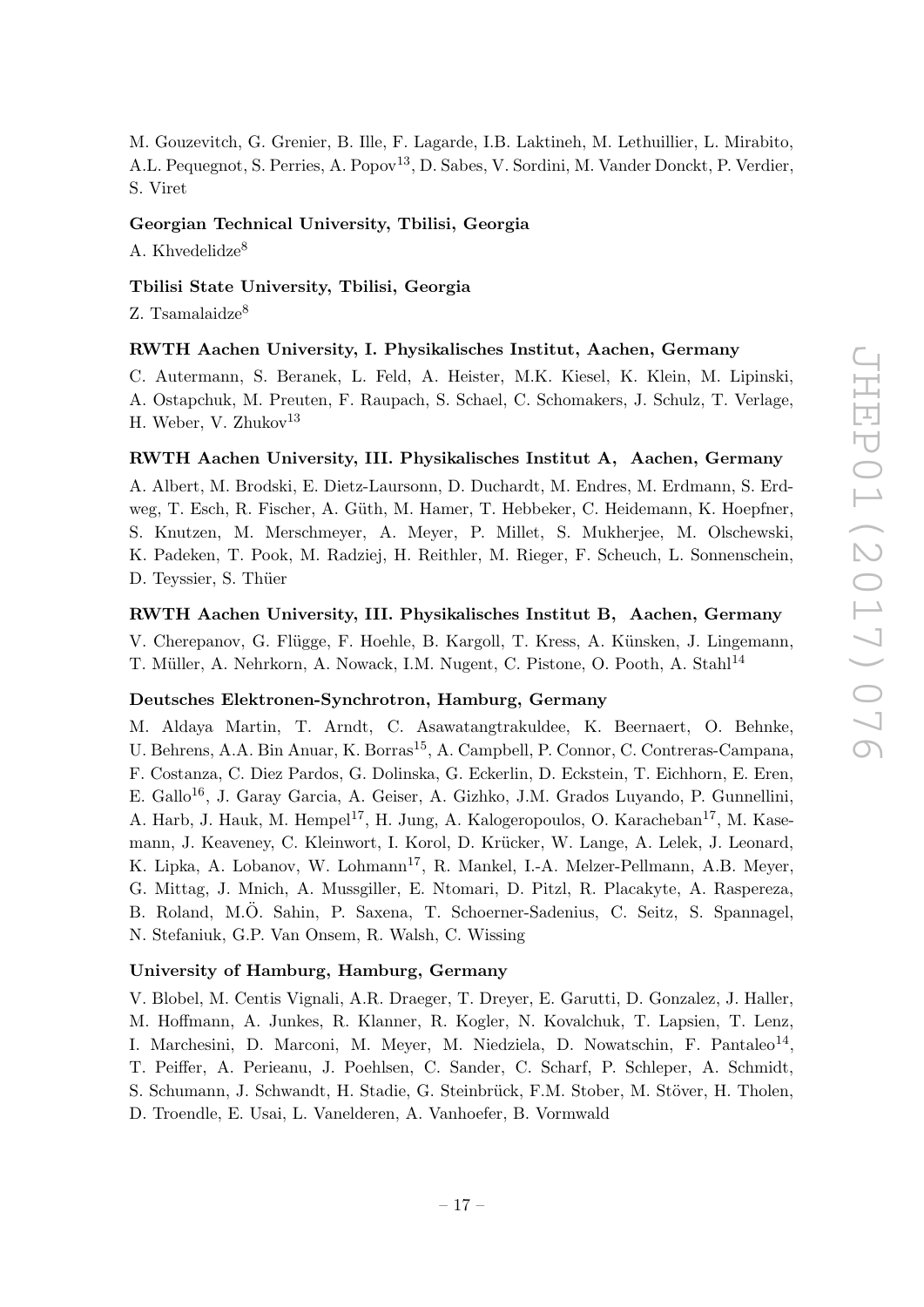M. Gouzevitch, G. Grenier, B. Ille, F. Lagarde, I.B. Laktineh, M. Lethuillier, L. Mirabito, A.L. Pequegnot, S. Perries, A. Popov[13], D. Sabes, V. Sordini, M. Vander Donckt, P. Verdier, S. Viret

**Georgian Technical University, Tbilisi, Georgia**

A. Khvedelidze[8]

**Tbilisi State University, Tbilisi, Georgia**

Z. Tsamalaidze[8]

**RWTH Aachen University, I. Physikalisches Institut, Aachen, Germany**

C. Autermann, S. Beranek, L. Feld, A. Heister, M.K. Kiesel, K. Klein, M. Lipinski, A. Ostapchuk, M. Preuten, F. Raupach, S. Schael, C. Schomakers, J. Schulz, T. Verlage, H. Weber, V. Zhukov[13]

**RWTH Aachen University, III. Physikalisches Institut A, Aachen, Germany**

A. Albert, M. Brodski, E. Dietz-Laursonn, D. Duchardt, M. Endres, M. Erdmann, S. Erdweg, T. Esch, R. Fischer, A. Güth, M. Hamer, T. Hebbeker, C. Heidemann, K. Hoepfner, S. Knutzen, M. Merschmeyer, A. Meyer, P. Millet, S. Mukherjee, M. Olschewski, K. Padeken, T. Pook, M. Radziej, H. Reithler, M. Rieger, F. Scheuch, L. Sonnenschein, D. Teyssier, S. Thüer

**RWTH Aachen University, III. Physikalisches Institut B, Aachen, Germany**

V. Cherepanov, G. Flügge, F. Hoehle, B. Kargoll, T. Kress, A. Künsken, J. Lingemann, T. Müller, A. Nehrkorn, A. Nowack, I.M. Nugent, C. Pistone, O. Pooth, A. Stahl[14]

**Deutsches Elektronen-Synchrotron, Hamburg, Germany**

M. Aldaya Martin, T. Arndt, C. Asawatangtrakuldee, K. Beernaert, O. Behnke, U. Behrens, A.A. Bin Anuar, K. Borras[15], A. Campbell, P. Connor, C. Contreras-Campana, F. Costanza, C. Diez Pardos, G. Dolinska, G. Eckerlin, D. Eckstein, T. Eichhorn, E. Eren, E. Gallo[16], J. Garay Garcia, A. Geiser, A. Gizhko, J.M. Grados Luyando, P. Gunnellini, A. Harb, J. Hauk, M. Hempel[17], H. Jung, A. Kalogeropoulos, O. Karacheban[17], M. Kasemann, J. Keaveney, C. Kleinwort, I. Korol, D. Krücker, W. Lange, A. Lelek, J. Leonard, K. Lipka, A. Lobanov, W. Lohmann[17], R. Mankel, I.-A. Melzer-Pellmann, A.B. Meyer, G. Mittag, J. Mnich, A. Mussgiller, E. Ntomari, D. Pitzl, R. Placakyte, A. Raspereza, B. Roland, M.Ö. Sahin, P. Saxena, T. Schoerner-Sadenius, C. Seitz, S. Spannagel, N. Stefaniuk, G.P. Van Onsem, R. Walsh, C. Wissing

**University of Hamburg, Hamburg, Germany**

V. Blobel, M. Centis Vignali, A.R. Draeger, T. Dreyer, E. Garutti, D. Gonzalez, J. Haller, M. Hoffmann, A. Junkes, R. Klanner, R. Kogler, N. Kovalchuk, T. Lapsien, T. Lenz, I. Marchesini, D. Marconi, M. Meyer, M. Niedziela, D. Nowatschin, F. Pantaleo[14], T. Peiffer, A. Perieanu, J. Poehlsen, C. Sander, C. Scharf, P. Schleper, A. Schmidt, S. Schumann, J. Schwandt, H. Stadie, G. Steinbrück, F.M. Stober, M. Stöver, H. Tholen, D. Troendle, E. Usai, L. Vanelderen, A. Vanhoefer, B. Vormwald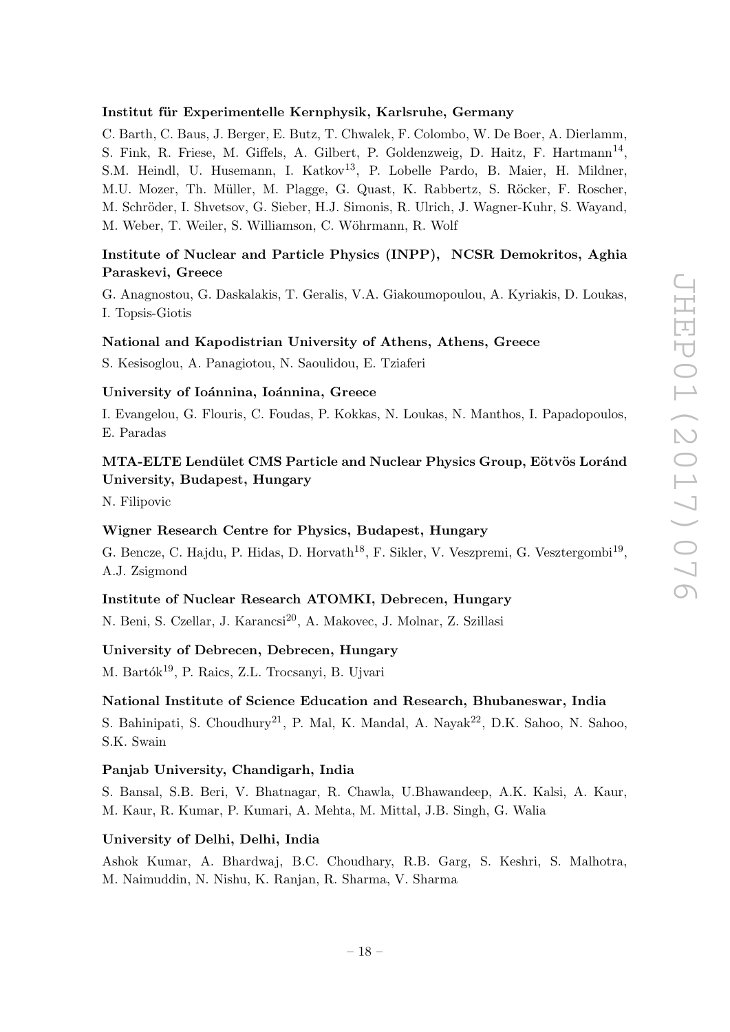**Institut für Experimentelle Kernphysik, Karlsruhe, Germany**

C. Barth, C. Baus, J. Berger, E. Butz, T. Chwalek, F. Colombo, W. De Boer, A. Dierlamm, S. Fink, R. Friese, M. Giffels, A. Gilbert, P. Goldenzweig, D. Haitz, F. Hartmann[14], S.M. Heindl, U. Husemann, I. Katkov[13], P. Lobelle Pardo, B. Maier, H. Mildner, M.U. Mozer, Th. Müller, M. Plagge, G. Quast, K. Rabbertz, S. Röcker, F. Roscher, M. Schröder, I. Shvetsov, G. Sieber, H.J. Simonis, R. Ulrich, J. Wagner-Kuhr, S. Wayand, M. Weber, T. Weiler, S. Williamson, C. Wöhrmann, R. Wolf

**Institute of Nuclear and Particle Physics (INPP), NCSR Demokritos, Aghia Paraskevi, Greece**

G. Anagnostou, G. Daskalakis, T. Geralis, V.A. Giakoumopoulou, A. Kyriakis, D. Loukas, I. Topsis-Giotis

**National and Kapodistrian University of Athens, Athens, Greece**

S. Kesisoglou, A. Panagiotou, N. Saoulidou, E. Tziaferi

**University of Ioánnina, Ioánnina, Greece**

I. Evangelou, G. Flouris, C. Foudas, P. Kokkas, N. Loukas, N. Manthos, I. Papadopoulos, E. Paradas

**MTA-ELTE Lendület CMS Particle and Nuclear Physics Group, Eötvös Loránd University, Budapest, Hungary**

N. Filipovic

**Wigner Research Centre for Physics, Budapest, Hungary**

G. Bencze, C. Hajdu, P. Hidas, D. Horvath[18], F. Sikler, V. Veszpremi, G. Vesztergombi[19], A.J. Zsigmond

**Institute of Nuclear Research ATOMKI, Debrecen, Hungary**

N. Beni, S. Czellar, J. Karancsi[20], A. Makovec, J. Molnar, Z. Szillasi

**University of Debrecen, Debrecen, Hungary**

M. Bartók[19], P. Raics, Z.L. Trocsanyi, B. Ujvari

**National Institute of Science Education and Research, Bhubaneswar, India**

S. Bahinipati, S. Choudhury[21], P. Mal, K. Mandal, A. Nayak[22], D.K. Sahoo, N. Sahoo, S.K. Swain

**Panjab University, Chandigarh, India**

S. Bansal, S.B. Beri, V. Bhatnagar, R. Chawla, U.Bhawandeep, A.K. Kalsi, A. Kaur, M. Kaur, R. Kumar, P. Kumari, A. Mehta, M. Mittal, J.B. Singh, G. Walia

**University of Delhi, Delhi, India**

Ashok Kumar, A. Bhardwaj, B.C. Choudhary, R.B. Garg, S. Keshri, S. Malhotra, M. Naimuddin, N. Nishu, K. Ranjan, R. Sharma, V. Sharma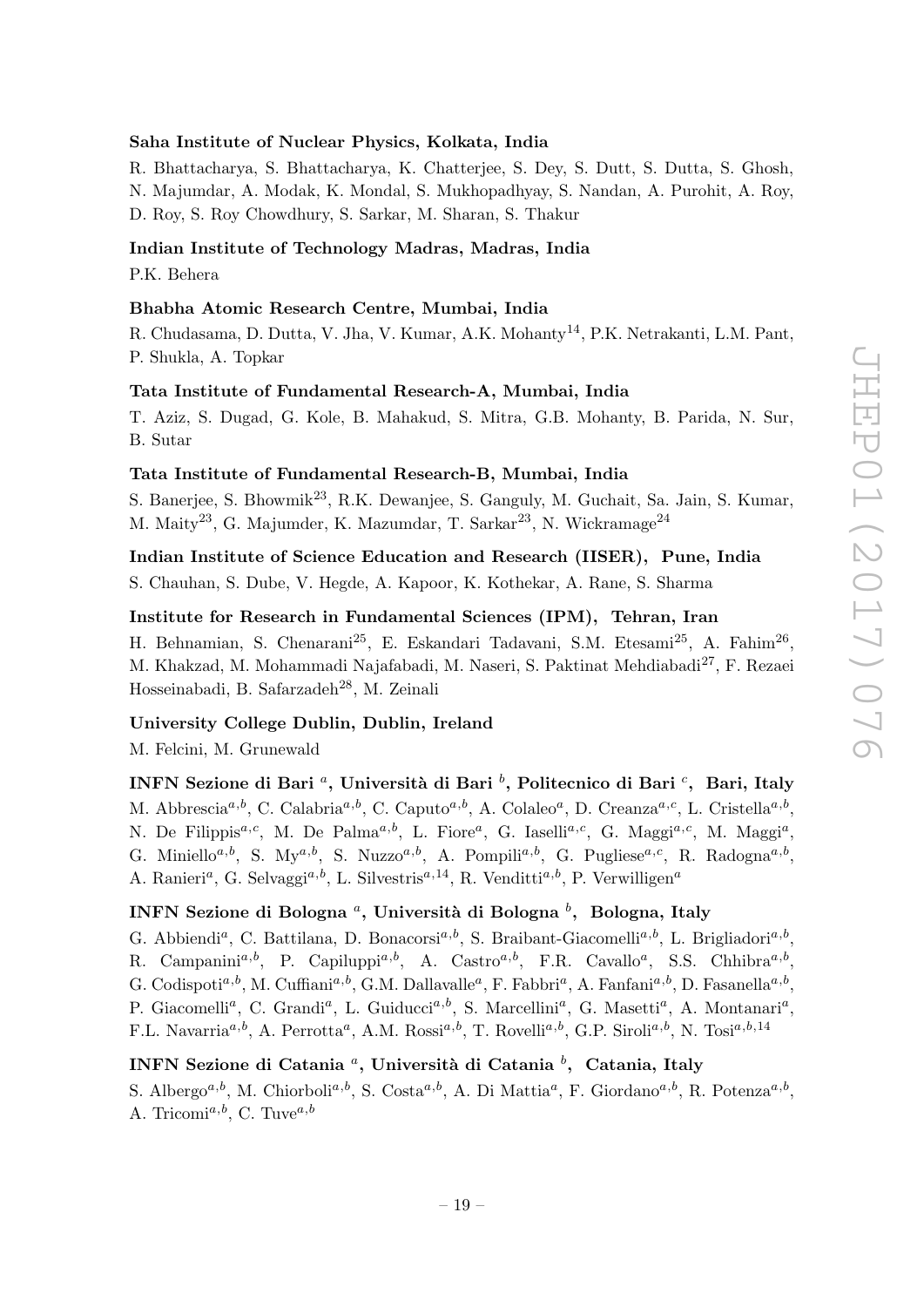**Saha Institute of Nuclear Physics, Kolkata, India**

R. Bhattacharya, S. Bhattacharya, K. Chatterjee, S. Dey, S. Dutt, S. Dutta, S. Ghosh, N. Majumdar, A. Modak, K. Mondal, S. Mukhopadhyay, S. Nandan, A. Purohit, A. Roy, D. Roy, S. Roy Chowdhury, S. Sarkar, M. Sharan, S. Thakur

**Indian Institute of Technology Madras, Madras, India**

P.K. Behera

**Bhabha Atomic Research Centre, Mumbai, India**

R. Chudasama, D. Dutta, V. Jha, V. Kumar, A.K. Mohanty[14], P.K. Netrakanti, L.M. Pant, P. Shukla, A. Topkar

**Tata Institute of Fundamental Research-A, Mumbai, India**

T. Aziz, S. Dugad, G. Kole, B. Mahakud, S. Mitra, G.B. Mohanty, B. Parida, N. Sur, B. Sutar

**Tata Institute of Fundamental Research-B, Mumbai, India**

S. Banerjee, S. Bhowmik[23], R.K. Dewanjee, S. Ganguly, M. Guchait, Sa. Jain, S. Kumar, M. Maity[23], G. Majumder, K. Mazumdar, T. Sarkar[23], N. Wickramage[24]

**Indian Institute of Science Education and Research (IISER), Pune, India**

S. Chauhan, S. Dube, V. Hegde, A. Kapoor, K. Kothekar, A. Rane, S. Sharma

**Institute for Research in Fundamental Sciences (IPM), Tehran, Iran**

H. Behnamian, S. Chenarani[25], E. Eskandari Tadavani, S.M. Etesami[25], A. Fahim[26], M. Khakzad, M. Mohammadi Najafabadi, M. Naseri, S. Paktinat Mehdiabadi[27], F. Rezaei Hosseinabadi, B. Safarzadeh[28], M. Zeinali

**University College Dublin, Dublin, Ireland**

M. Felcini, M. Grunewald

**INFN Sezione di Bari [a], Università di Bari [b], Politecnico di Bari [c], Bari, Italy**

M. Abbrescia[a,b], C. Calabria[a,b], C. Caputo[a,b], A. Colaleo[a], D. Creanza[a,c], L. Cristella[a,b], N. De Filippis[a,c], M. De Palma[a,b], L. Fiore[a], G. Iaselli[a,c], G. Maggi[a,c], M. Maggi[a], G. Miniello[a,b], S. My[a,b], S. Nuzzo[a,b], A. Pompili[a,b], G. Pugliese[a,c], R. Radogna[a,b], A. Ranieri[a], G. Selvaggi[a,b], L. Silvestris[a,14], R. Venditti[a,b], P. Verwilligen[a]

**INFN Sezione di Bologna [a], Università di Bologna [b], Bologna, Italy**

G. Abbiendi[a], C. Battilana, D. Bonacorsi[a,b], S. Braibant-Giacomelli[a,b], L. Brigliadori[a,b], R. Campanini[a,b], P. Capiluppi[a,b], A. Castro[a,b], F.R. Cavallo[a], S.S. Chhibra[a,b], G. Codispoti[a,b], M. Cuffiani[a,b], G.M. Dallavalle[a], F. Fabbri[a], A. Fanfani[a,b], D. Fasanella[a,b], P. Giacomelli[a], C. Grandi[a], L. Guiducci[a,b], S. Marcellini[a], G. Masetti[a], A. Montanari[a], F.L. Navarria[a,b], A. Perrotta[a], A.M. Rossi[a,b], T. Rovelli[a,b], G.P. Siroli[a,b], N. Tosi[a,b,14]

**INFN Sezione di Catania [a], Università di Catania [b], Catania, Italy**

S. Albergo[a,b], M. Chiorboli[a,b], S. Costa[a,b], A. Di Mattia[a], F. Giordano[a,b], R. Potenza[a,b], A. Tricomi[a,b], C. Tuve[a,b]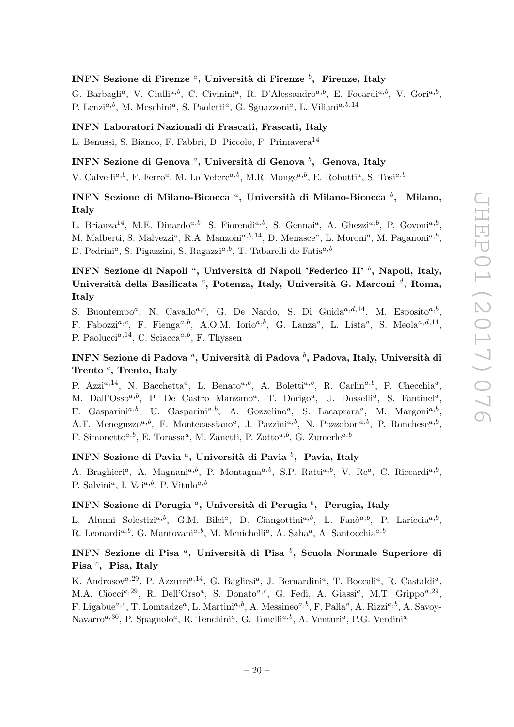### INFN Sezione di Firenze [a], Università di Firenze [b], Firenze, Italy

G. Barbagli[a], V. Ciulli[a,b], C. Civinini[a], R. D'Alessandro[a,b], E. Focardi[a,b], V. Gori[a,b], P. Lenzi[a,b], M. Meschini[a], S. Paoletti[a], G. Sguazzoni[a], L. Viliani[a,b,14]

### INFN Laboratori Nazionali di Frascati, Frascati, Italy

L. Benussi, S. Bianco, F. Fabbri, D. Piccolo, F. Primavera[14]

### INFN Sezione di Genova [a], Università di Genova [b], Genova, Italy

V. Calvelli[a,b], F. Ferro[a], M. Lo Vetere[a,b], M.R. Monge[a,b], E. Robutti[a], S. Tosi[a,b]

### INFN Sezione di Milano-Bicocca [a], Università di Milano-Bicocca [b], Milano, Italy

L. Brianza[14], M.E. Dinardo[a,b], S. Fiorendi[a,b], S. Gennai[a], A. Ghezzi[a,b], P. Govoni[a,b], M. Malberti, S. Malvezzi[a], R.A. Manzoni[a,b,14], D. Menasce[a], L. Moroni[a], M. Paganoni[a,b], D. Pedrini[a], S. Pigazzini, S. Ragazzi[a,b], T. Tabarelli de Fatis[a,b]

### INFN Sezione di Napoli [a], Università di Napoli 'Federico II' [b], Napoli, Italy, Università della Basilicata [c], Potenza, Italy, Università G. Marconi [d], Roma, Italy

S. Buontempo[a], N. Cavallo[a,c], G. De Nardo, S. Di Guida[a,d,14], M. Esposito[a,b], F. Fabozzi[a,c], F. Fienga[a,b], A.O.M. Iorio[a,b], G. Lanza[a], L. Lista[a], S. Meola[a,d,14], P. Paolucci[a,14], C. Sciacca[a,b], F. Thyssen

### INFN Sezione di Padova [a], Università di Padova [b], Padova, Italy, Università di Trento [c], Trento, Italy

P. Azzi[a,14], N. Bacchetta[a], L. Benato[a,b], A. Boletti[a,b], R. Carlin[a,b], P. Checchia[a], M. Dall'Osso[a,b], P. De Castro Manzano[a], T. Dorigo[a], U. Dosselli[a], S. Fantinel[a], F. Gasparini[a,b], U. Gasparini[a,b], A. Gozzelino[a], S. Lacaprara[a], M. Margoni[a,b], A.T. Meneguzzo[a,b], F. Montecassiano[a], J. Pazzini[a,b], N. Pozzobon[a,b], P. Ronchese[a,b], F. Simonetto[a,b], E. Torassa[a], M. Zanetti, P. Zotto[a,b], G. Zumerle[a,b]

### INFN Sezione di Pavia [a], Università di Pavia [b], Pavia, Italy

A. Braghieri[a], A. Magnani[a,b], P. Montagna[a,b], S.P. Ratti[a,b], V. Re[a], C. Riccardi[a,b], P. Salvini[a], I. Vai[a,b], P. Vitulo[a,b]

### INFN Sezione di Perugia [a], Università di Perugia [b], Perugia, Italy

L. Alunni Solestizi[a,b], G.M. Bilei[a], D. Ciangottini[a,b], L. Fanò[a,b], P. Lariccia[a,b], R. Leonardi[a,b], G. Mantovani[a,b], M. Menichelli[a], A. Saha[a], A. Santocchia[a,b]

### INFN Sezione di Pisa [a], Università di Pisa [b], Scuola Normale Superiore di Pisa [c], Pisa, Italy

K. Androsov[a,29], P. Azzurri[a,14], G. Bagliesi[a], J. Bernardini[a], T. Boccali[a], R. Castaldi[a], M.A. Ciocci[a,29], R. Dell'Orso[a], S. Donato[a,c], G. Fedi, A. Giassi[a], M.T. Grippo[a,29], F. Ligabue[a,c], T. Lomtadze[a], L. Martini[a,b], A. Messineo[a,b], F. Palla[a], A. Rizzi[a,b], A. Savoy-Navarro[a,30], P. Spagnolo[a], R. Tenchini[a], G. Tonelli[a,b], A. Venturi[a], P.G. Verdini[a]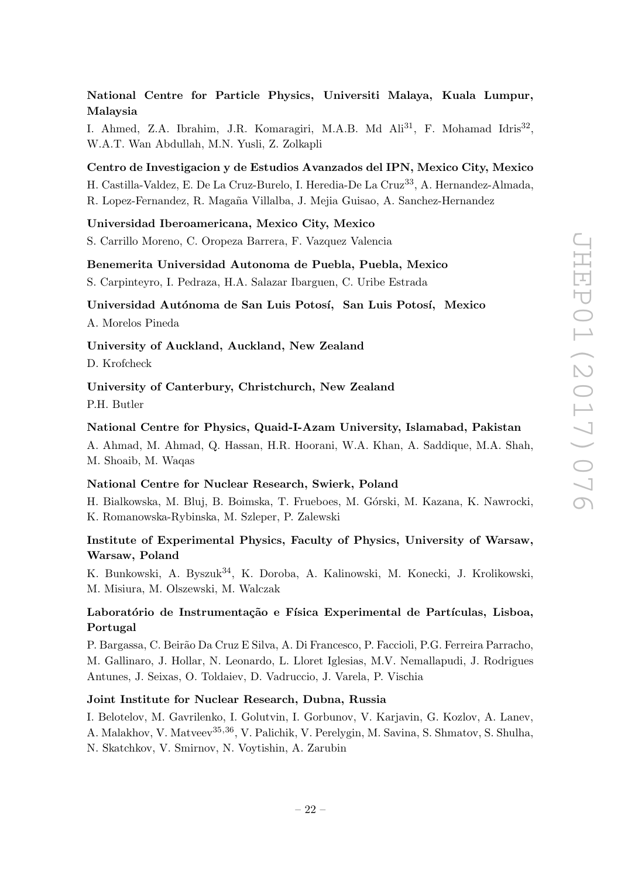**National Centre for Particle Physics, Universiti Malaya, Kuala Lumpur, Malaysia**

I. Ahmed, Z.A. Ibrahim, J.R. Komaragiri, M.A.B. Md Ali[31], F. Mohamad Idris[32], W.A.T. Wan Abdullah, M.N. Yusli, Z. Zolkapli

**Centro de Investigacion y de Estudios Avanzados del IPN, Mexico City, Mexico**

H. Castilla-Valdez, E. De La Cruz-Burelo, I. Heredia-De La Cruz[33], A. Hernandez-Almada, R. Lopez-Fernandez, R. Magaña Villalba, J. Mejia Guisao, A. Sanchez-Hernandez

**Universidad Iberoamericana, Mexico City, Mexico**

S. Carrillo Moreno, C. Oropeza Barrera, F. Vazquez Valencia

**Benemerita Universidad Autonoma de Puebla, Puebla, Mexico**

S. Carpinteyro, I. Pedraza, H.A. Salazar Ibarguen, C. Uribe Estrada

**Universidad Autónoma de San Luis Potosí, San Luis Potosí, Mexico**

A. Morelos Pineda

**University of Auckland, Auckland, New Zealand**

D. Krofcheck

**University of Canterbury, Christchurch, New Zealand**

P.H. Butler

**National Centre for Physics, Quaid-I-Azam University, Islamabad, Pakistan**

A. Ahmad, M. Ahmad, Q. Hassan, H.R. Hoorani, W.A. Khan, A. Saddique, M.A. Shah, M. Shoaib, M. Waqas

**National Centre for Nuclear Research, Swierk, Poland**

H. Bialkowska, M. Bluj, B. Boimska, T. Frueboes, M. Górski, M. Kazana, K. Nawrocki, K. Romanowska-Rybinska, M. Szleper, P. Zalewski

**Institute of Experimental Physics, Faculty of Physics, University of Warsaw, Warsaw, Poland**

K. Bunkowski, A. Byszuk[34], K. Doroba, A. Kalinowski, M. Konecki, J. Krolikowski, M. Misiura, M. Olszewski, M. Walczak

**Laboratório de Instrumentação e Física Experimental de Partículas, Lisboa, Portugal**

P. Bargassa, C. Beirão Da Cruz E Silva, A. Di Francesco, P. Faccioli, P.G. Ferreira Parracho, M. Gallinaro, J. Hollar, N. Leonardo, L. Lloret Iglesias, M.V. Nemallapudi, J. Rodrigues Antunes, J. Seixas, O. Toldaiev, D. Vadruccio, J. Varela, P. Vischia

**Joint Institute for Nuclear Research, Dubna, Russia**

I. Belotelov, M. Gavrilenko, I. Golutvin, I. Gorbunov, V. Karjavin, G. Kozlov, A. Lanev, A. Malakhov, V. Matveev[35,36], V. Palichik, V. Perelygin, M. Savina, S. Shmatov, S. Shulha, N. Skatchkov, V. Smirnov, N. Voytishin, A. Zarubin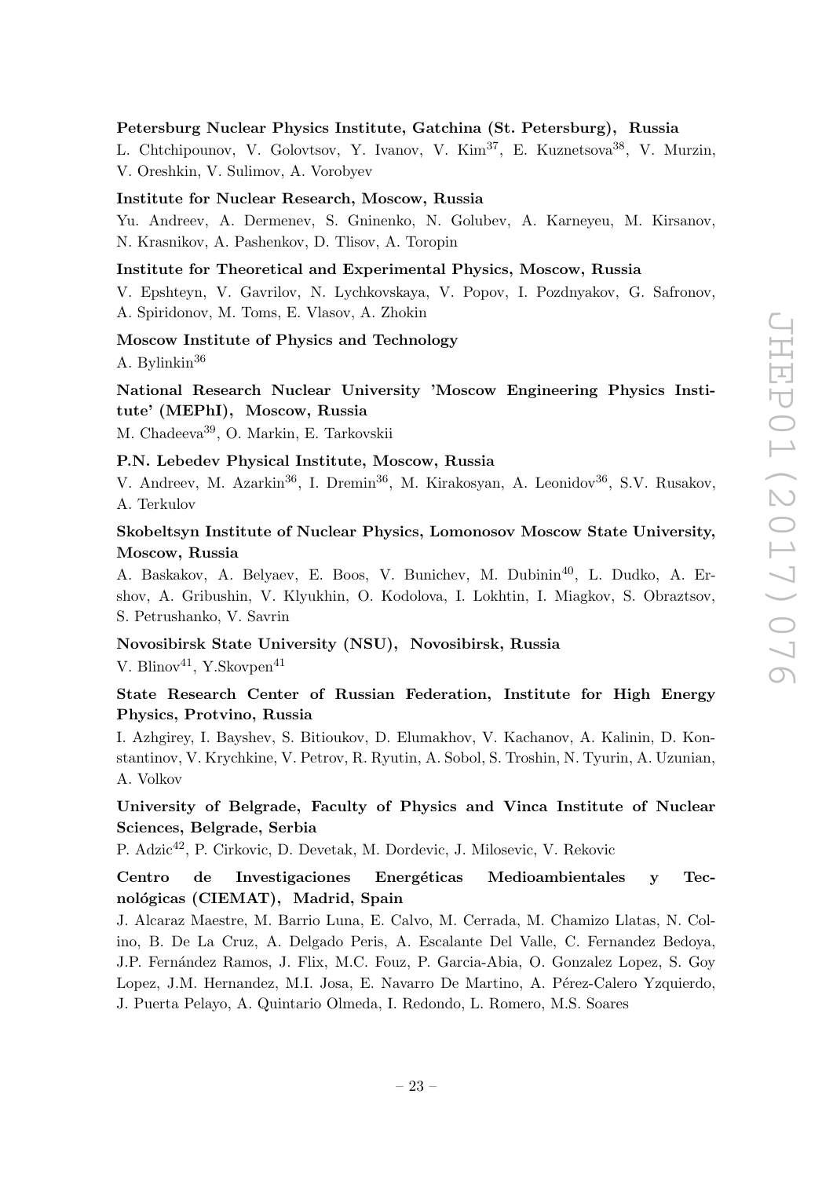**Petersburg Nuclear Physics Institute, Gatchina (St. Petersburg), Russia**

L. Chtchipounov, V. Golovtsov, Y. Ivanov, V. Kim[37], E. Kuznetsova[38], V. Murzin, V. Oreshkin, V. Sulimov, A. Vorobyev

**Institute for Nuclear Research, Moscow, Russia**

Yu. Andreev, A. Dermenev, S. Gninenko, N. Golubev, A. Karneyeu, M. Kirsanov, N. Krasnikov, A. Pashenkov, D. Tlisov, A. Toropin

**Institute for Theoretical and Experimental Physics, Moscow, Russia**

V. Epshteyn, V. Gavrilov, N. Lychkovskaya, V. Popov, I. Pozdnyakov, G. Safronov, A. Spiridonov, M. Toms, E. Vlasov, A. Zhokin

**Moscow Institute of Physics and Technology**

A. Bylinkin[36]

**National Research Nuclear University 'Moscow Engineering Physics Institute' (MEPhI), Moscow, Russia**

M. Chadeeva[39], O. Markin, E. Tarkovskii

**P.N. Lebedev Physical Institute, Moscow, Russia**

V. Andreev, M. Azarkin[36], I. Dremin[36], M. Kirakosyan, A. Leonidov[36], S.V. Rusakov, A. Terkulov

**Skobeltsyn Institute of Nuclear Physics, Lomonosov Moscow State University, Moscow, Russia**

A. Baskakov, A. Belyaev, E. Boos, V. Bunichev, M. Dubinin[40], L. Dudko, A. Ershov, A. Gribushin, V. Klyukhin, O. Kodolova, I. Lokhtin, I. Miagkov, S. Obraztsov, S. Petrushanko, V. Savrin

**Novosibirsk State University (NSU), Novosibirsk, Russia**

V. Blinov[41], Y.Skovpen[41]

**State Research Center of Russian Federation, Institute for High Energy Physics, Protvino, Russia**

I. Azhgirey, I. Bayshev, S. Bitioukov, D. Elumakhov, V. Kachanov, A. Kalinin, D. Konstantinov, V. Krychkine, V. Petrov, R. Ryutin, A. Sobol, S. Troshin, N. Tyurin, A. Uzunian, A. Volkov

**University of Belgrade, Faculty of Physics and Vinca Institute of Nuclear Sciences, Belgrade, Serbia**

P. Adzic[42], P. Cirkovic, D. Devetak, M. Dordevic, J. Milosevic, V. Rekovic

**Centro de Investigaciones Energéticas Medioambientales y Tecnológicas (CIEMAT), Madrid, Spain**

J. Alcaraz Maestre, M. Barrio Luna, E. Calvo, M. Cerrada, M. Chamizo Llatas, N. Colino, B. De La Cruz, A. Delgado Peris, A. Escalante Del Valle, C. Fernandez Bedoya, J.P. Fernández Ramos, J. Flix, M.C. Fouz, P. Garcia-Abia, O. Gonzalez Lopez, S. Goy Lopez, J.M. Hernandez, M.I. Josa, E. Navarro De Martino, A. Pérez-Calero Yzquierdo, J. Puerta Pelayo, A. Quintario Olmeda, I. Redondo, L. Romero, M.S. Soares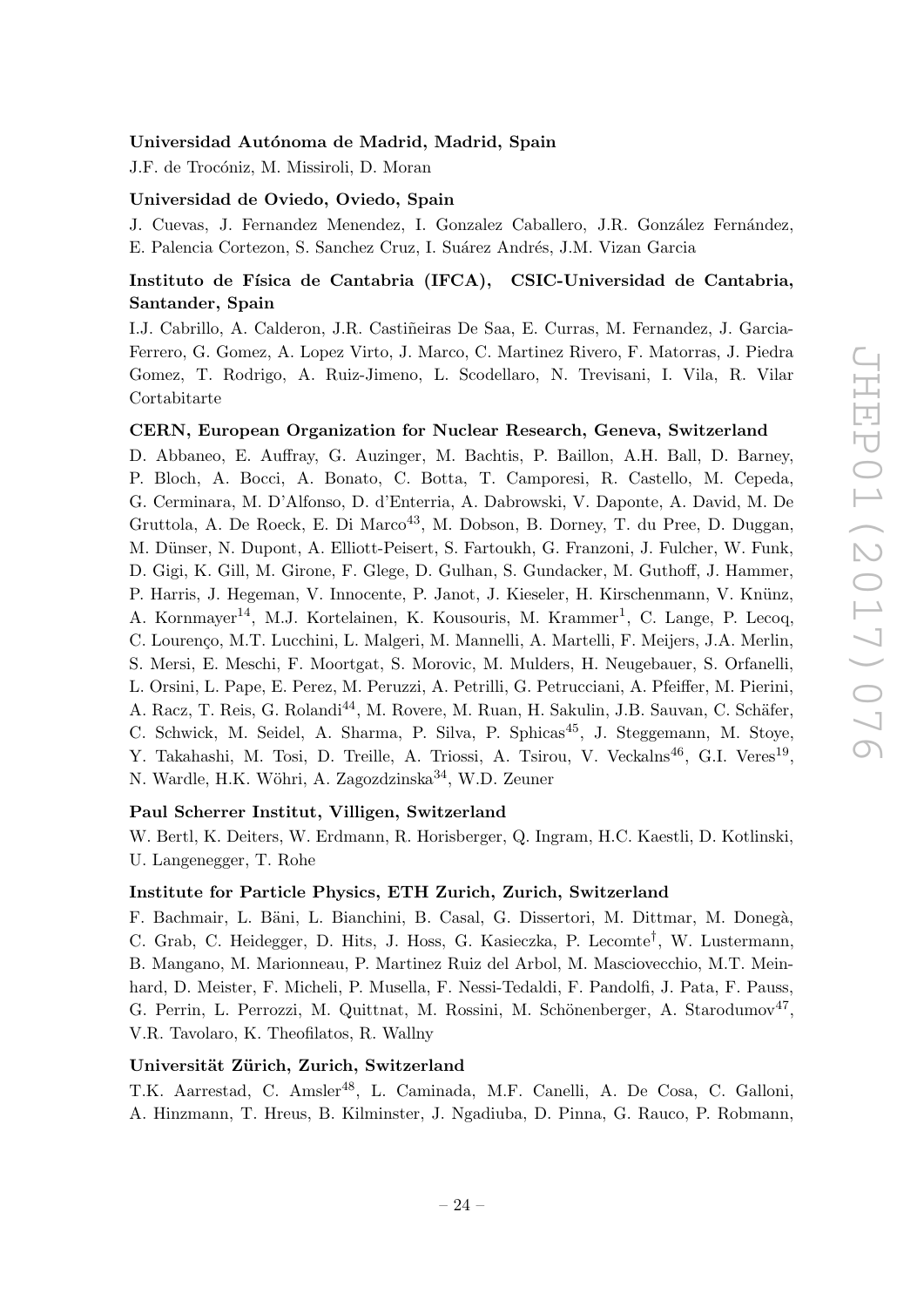**Universidad Autónoma de Madrid, Madrid, Spain**

J.F. de Trocóniz, M. Missiroli, D. Moran

**Universidad de Oviedo, Oviedo, Spain**

J. Cuevas, J. Fernandez Menendez, I. Gonzalez Caballero, J.R. González Fernández, E. Palencia Cortezon, S. Sanchez Cruz, I. Suárez Andrés, J.M. Vizan Garcia

**Instituto de Física de Cantabria (IFCA), CSIC-Universidad de Cantabria, Santander, Spain**

I.J. Cabrillo, A. Calderon, J.R. Castiñeiras De Saa, E. Curras, M. Fernandez, J. Garcia-Ferrero, G. Gomez, A. Lopez Virto, J. Marco, C. Martinez Rivero, F. Matorras, J. Piedra Gomez, T. Rodrigo, A. Ruiz-Jimeno, L. Scodellaro, N. Trevisani, I. Vila, R. Vilar Cortabitarte

**CERN, European Organization for Nuclear Research, Geneva, Switzerland**

D. Abbaneo, E. Auffray, G. Auzinger, M. Bachtis, P. Baillon, A.H. Ball, D. Barney, P. Bloch, A. Bocci, A. Bonato, C. Botta, T. Camporesi, R. Castello, M. Cepeda, G. Cerminara, M. D'Alfonso, D. d'Enterria, A. Dabrowski, V. Daponte, A. David, M. De Gruttola, A. De Roeck, E. Di Marco[43], M. Dobson, B. Dorney, T. du Pree, D. Duggan, M. Dünser, N. Dupont, A. Elliott-Peisert, S. Fartoukh, G. Franzoni, J. Fulcher, W. Funk, D. Gigi, K. Gill, M. Girone, F. Glege, D. Gulhan, S. Gundacker, M. Guthoff, J. Hammer, P. Harris, J. Hegeman, V. Innocente, P. Janot, J. Kieseler, H. Kirschenmann, V. Knünz, A. Kornmayer[14], M.J. Kortelainen, K. Kousouris, M. Krammer[1], C. Lange, P. Lecoq, C. Lourenço, M.T. Lucchini, L. Malgeri, M. Mannelli, A. Martelli, F. Meijers, J.A. Merlin, S. Mersi, E. Meschi, F. Moortgat, S. Morovic, M. Mulders, H. Neugebauer, S. Orfanelli, L. Orsini, L. Pape, E. Perez, M. Peruzzi, A. Petrilli, G. Petrucciani, A. Pfeiffer, M. Pierini, A. Racz, T. Reis, G. Rolandi[44], M. Rovere, M. Ruan, H. Sakulin, J.B. Sauvan, C. Schäfer, C. Schwick, M. Seidel, A. Sharma, P. Silva, P. Sphicas[45], J. Steggemann, M. Stoye, Y. Takahashi, M. Tosi, D. Treille, A. Triossi, A. Tsirou, V. Veckalns[46], G.I. Veres[19], N. Wardle, H.K. Wöhri, A. Zagozdzinska[34], W.D. Zeuner

**Paul Scherrer Institut, Villigen, Switzerland**

W. Bertl, K. Deiters, W. Erdmann, R. Horisberger, Q. Ingram, H.C. Kaestli, D. Kotlinski, U. Langenegger, T. Rohe

**Institute for Particle Physics, ETH Zurich, Zurich, Switzerland**

F. Bachmair, L. Bäni, L. Bianchini, B. Casal, G. Dissertori, M. Dittmar, M. Donegà, C. Grab, C. Heidegger, D. Hits, J. Hoss, G. Kasieczka, P. Lecomte[†], W. Lustermann, B. Mangano, M. Marionneau, P. Martinez Ruiz del Arbol, M. Masciovecchio, M.T. Meinhard, D. Meister, F. Micheli, P. Musella, F. Nessi-Tedaldi, F. Pandolfi, J. Pata, F. Pauss, G. Perrin, L. Perrozzi, M. Quittnat, M. Rossini, M. Schönenberger, A. Starodumov[47], V.R. Tavolaro, K. Theofilatos, R. Wallny

**Universität Zürich, Zurich, Switzerland**

T.K. Aarrestad, C. Amsler[48], L. Caminada, M.F. Canelli, A. De Cosa, C. Galloni, A. Hinzmann, T. Hreus, B. Kilminster, J. Ngadiuba, D. Pinna, G. Rauco, P. Robmann,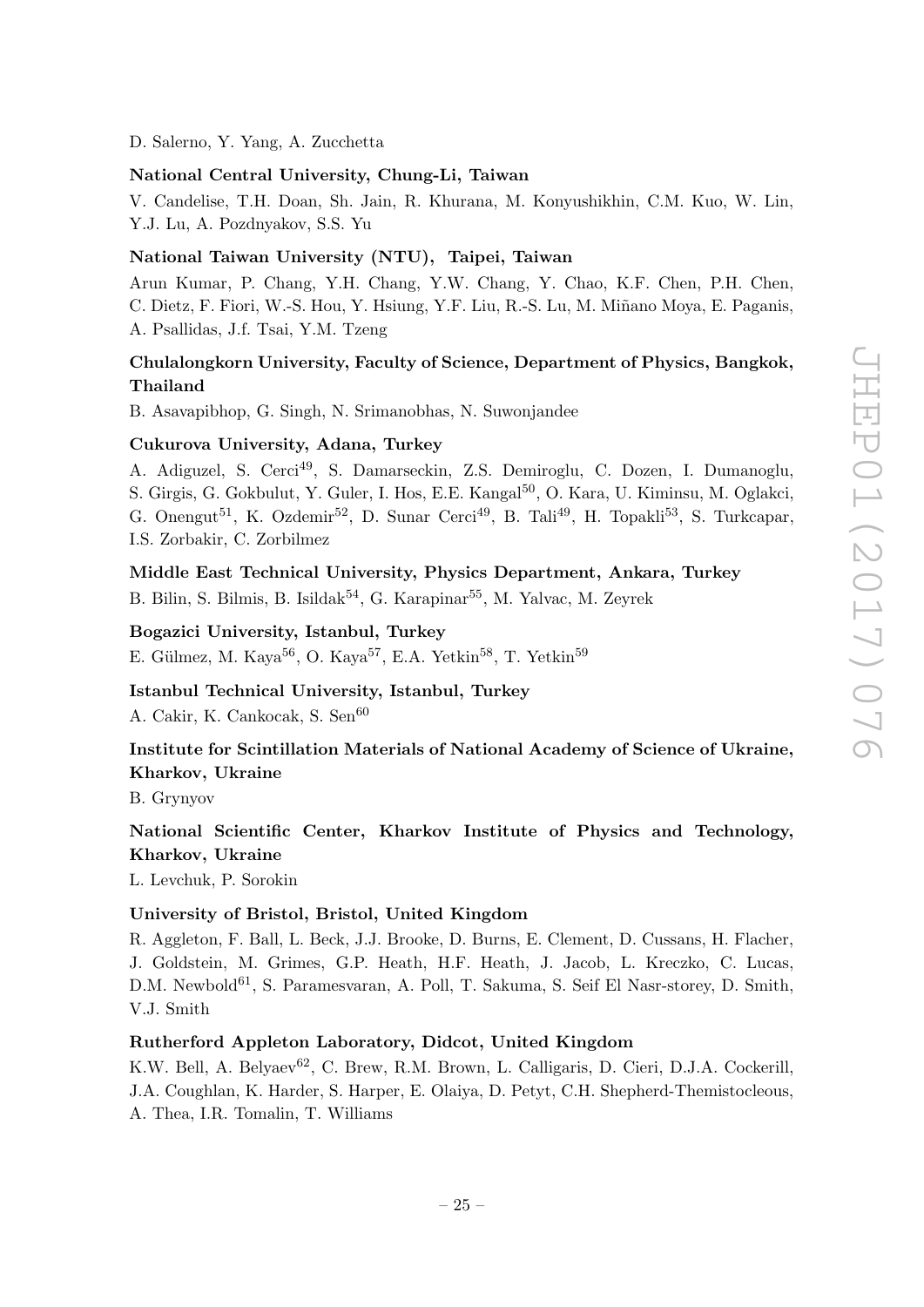D. Salerno, Y. Yang, A. Zucchetta

**National Central University, Chung-Li, Taiwan**

V. Candelise, T.H. Doan, Sh. Jain, R. Khurana, M. Konyushikhin, C.M. Kuo, W. Lin, Y.J. Lu, A. Pozdnyakov, S.S. Yu

**National Taiwan University (NTU), Taipei, Taiwan**

Arun Kumar, P. Chang, Y.H. Chang, Y.W. Chang, Y. Chao, K.F. Chen, P.H. Chen, C. Dietz, F. Fiori, W.-S. Hou, Y. Hsiung, Y.F. Liu, R.-S. Lu, M. Miñano Moya, E. Paganis, A. Psallidas, J.f. Tsai, Y.M. Tzeng

**Chulalongkorn University, Faculty of Science, Department of Physics, Bangkok, Thailand**

B. Asavapibhop, G. Singh, N. Srimanobhas, N. Suwonjandee

**Cukurova University, Adana, Turkey**

A. Adiguzel, S. Cerci[49], S. Damarseckin, Z.S. Demiroglu, C. Dozen, I. Dumanoglu, S. Girgis, G. Gokbulut, Y. Guler, I. Hos, E.E. Kangal[50], O. Kara, U. Kiminsu, M. Oglakci, G. Onengut[51], K. Ozdemir[52], D. Sunar Cerci[49], B. Tali[49], H. Topakli[53], S. Turkcapar, I.S. Zorbakir, C. Zorbilmez

**Middle East Technical University, Physics Department, Ankara, Turkey**

B. Bilin, S. Bilmis, B. Isildak[54], G. Karapinar[55], M. Yalvac, M. Zeyrek

**Bogazici University, Istanbul, Turkey**

E. Gülmez, M. Kaya[56], O. Kaya[57], E.A. Yetkin[58], T. Yetkin[59]

**Istanbul Technical University, Istanbul, Turkey**

A. Cakir, K. Cankocak, S. Sen[60]

**Institute for Scintillation Materials of National Academy of Science of Ukraine, Kharkov, Ukraine**

B. Grynyov

**National Scientific Center, Kharkov Institute of Physics and Technology, Kharkov, Ukraine**

L. Levchuk, P. Sorokin

**University of Bristol, Bristol, United Kingdom**

R. Aggleton, F. Ball, L. Beck, J.J. Brooke, D. Burns, E. Clement, D. Cussans, H. Flacher, J. Goldstein, M. Grimes, G.P. Heath, H.F. Heath, J. Jacob, L. Kreczko, C. Lucas, D.M. Newbold[61], S. Paramesvaran, A. Poll, T. Sakuma, S. Seif El Nasr-storey, D. Smith, V.J. Smith

**Rutherford Appleton Laboratory, Didcot, United Kingdom**

K.W. Bell, A. Belyaev[62], C. Brew, R.M. Brown, L. Calligaris, D. Cieri, D.J.A. Cockerill, J.A. Coughlan, K. Harder, S. Harper, E. Olaiya, D. Petyt, C.H. Shepherd-Themistocleous, A. Thea, I.R. Tomalin, T. Williams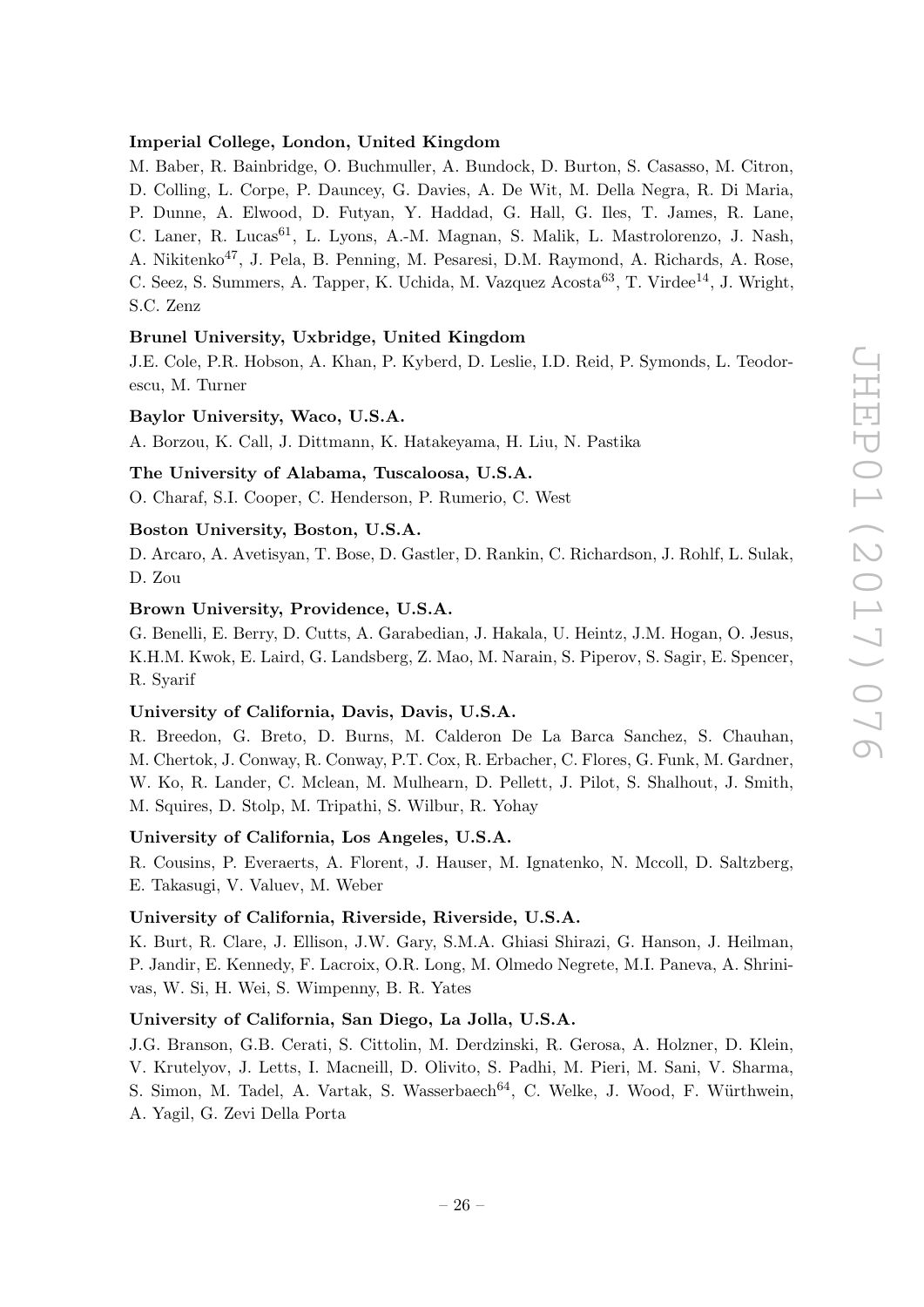**Imperial College, London, United Kingdom**

M. Baber, R. Bainbridge, O. Buchmuller, A. Bundock, D. Burton, S. Casasso, M. Citron, D. Colling, L. Corpe, P. Dauncey, G. Davies, A. De Wit, M. Della Negra, R. Di Maria, P. Dunne, A. Elwood, D. Futyan, Y. Haddad, G. Hall, G. Iles, T. James, R. Lane, C. Laner, R. Lucas[61], L. Lyons, A.-M. Magnan, S. Malik, L. Mastrolorenzo, J. Nash, A. Nikitenko[47], J. Pela, B. Penning, M. Pesaresi, D.M. Raymond, A. Richards, A. Rose, C. Seez, S. Summers, A. Tapper, K. Uchida, M. Vazquez Acosta[63], T. Virdee[14], J. Wright, S.C. Zenz

**Brunel University, Uxbridge, United Kingdom**

J.E. Cole, P.R. Hobson, A. Khan, P. Kyberd, D. Leslie, I.D. Reid, P. Symonds, L. Teodorescu, M. Turner

**Baylor University, Waco, U.S.A.**

A. Borzou, K. Call, J. Dittmann, K. Hatakeyama, H. Liu, N. Pastika

**The University of Alabama, Tuscaloosa, U.S.A.**

O. Charaf, S.I. Cooper, C. Henderson, P. Rumerio, C. West

**Boston University, Boston, U.S.A.**

D. Arcaro, A. Avetisyan, T. Bose, D. Gastler, D. Rankin, C. Richardson, J. Rohlf, L. Sulak, D. Zou

**Brown University, Providence, U.S.A.**

G. Benelli, E. Berry, D. Cutts, A. Garabedian, J. Hakala, U. Heintz, J.M. Hogan, O. Jesus, K.H.M. Kwok, E. Laird, G. Landsberg, Z. Mao, M. Narain, S. Piperov, S. Sagir, E. Spencer, R. Syarif

**University of California, Davis, Davis, U.S.A.**

R. Breedon, G. Breto, D. Burns, M. Calderon De La Barca Sanchez, S. Chauhan, M. Chertok, J. Conway, R. Conway, P.T. Cox, R. Erbacher, C. Flores, G. Funk, M. Gardner, W. Ko, R. Lander, C. Mclean, M. Mulhearn, D. Pellett, J. Pilot, S. Shalhout, J. Smith, M. Squires, D. Stolp, M. Tripathi, S. Wilbur, R. Yohay

**University of California, Los Angeles, U.S.A.**

R. Cousins, P. Everaerts, A. Florent, J. Hauser, M. Ignatenko, N. Mccoll, D. Saltzberg, E. Takasugi, V. Valuev, M. Weber

**University of California, Riverside, Riverside, U.S.A.**

K. Burt, R. Clare, J. Ellison, J.W. Gary, S.M.A. Ghiasi Shirazi, G. Hanson, J. Heilman, P. Jandir, E. Kennedy, F. Lacroix, O.R. Long, M. Olmedo Negrete, M.I. Paneva, A. Shrinivas, W. Si, H. Wei, S. Wimpenny, B. R. Yates

**University of California, San Diego, La Jolla, U.S.A.**

J.G. Branson, G.B. Cerati, S. Cittolin, M. Derdzinski, R. Gerosa, A. Holzner, D. Klein, V. Krutelyov, J. Letts, I. Macneill, D. Olivito, S. Padhi, M. Pieri, M. Sani, V. Sharma, S. Simon, M. Tadel, A. Vartak, S. Wasserbaech[64], C. Welke, J. Wood, F. Würthwein, A. Yagil, G. Zevi Della Porta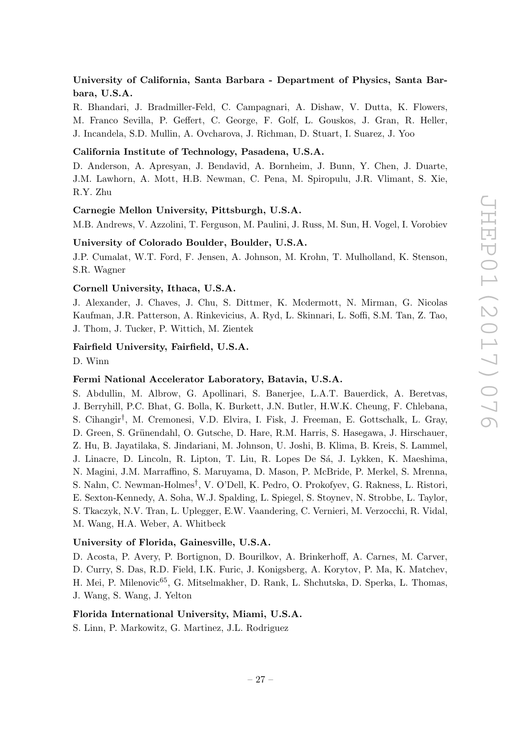**University of California, Santa Barbara - Department of Physics, Santa Barbara, U.S.A.**

R. Bhandari, J. Bradmiller-Feld, C. Campagnari, A. Dishaw, V. Dutta, K. Flowers, M. Franco Sevilla, P. Geffert, C. George, F. Golf, L. Gouskos, J. Gran, R. Heller, J. Incandela, S.D. Mullin, A. Ovcharova, J. Richman, D. Stuart, I. Suarez, J. Yoo

**California Institute of Technology, Pasadena, U.S.A.**

D. Anderson, A. Apresyan, J. Bendavid, A. Bornheim, J. Bunn, Y. Chen, J. Duarte, J.M. Lawhorn, A. Mott, H.B. Newman, C. Pena, M. Spiropulu, J.R. Vlimant, S. Xie, R.Y. Zhu

**Carnegie Mellon University, Pittsburgh, U.S.A.**

M.B. Andrews, V. Azzolini, T. Ferguson, M. Paulini, J. Russ, M. Sun, H. Vogel, I. Vorobiev

**University of Colorado Boulder, Boulder, U.S.A.**

J.P. Cumalat, W.T. Ford, F. Jensen, A. Johnson, M. Krohn, T. Mulholland, K. Stenson, S.R. Wagner

**Cornell University, Ithaca, U.S.A.**

J. Alexander, J. Chaves, J. Chu, S. Dittmer, K. Mcdermott, N. Mirman, G. Nicolas Kaufman, J.R. Patterson, A. Rinkevicius, A. Ryd, L. Skinnari, L. Soffi, S.M. Tan, Z. Tao, J. Thom, J. Tucker, P. Wittich, M. Zientek

**Fairfield University, Fairfield, U.S.A.**

D. Winn

**Fermi National Accelerator Laboratory, Batavia, U.S.A.**

S. Abdullin, M. Albrow, G. Apollinari, S. Banerjee, L.A.T. Bauerdick, A. Beretvas, J. Berryhill, P.C. Bhat, G. Bolla, K. Burkett, J.N. Butler, H.W.K. Cheung, F. Chlebana, S. Cihangir[†], M. Cremonesi, V.D. Elvira, I. Fisk, J. Freeman, E. Gottschalk, L. Gray, D. Green, S. Grünendahl, O. Gutsche, D. Hare, R.M. Harris, S. Hasegawa, J. Hirschauer, Z. Hu, B. Jayatilaka, S. Jindariani, M. Johnson, U. Joshi, B. Klima, B. Kreis, S. Lammel, J. Linacre, D. Lincoln, R. Lipton, T. Liu, R. Lopes De Sá, J. Lykken, K. Maeshima, N. Magini, J.M. Marraffino, S. Maruyama, D. Mason, P. McBride, P. Merkel, S. Mrenna, S. Nahn, C. Newman-Holmes[†], V. O'Dell, K. Pedro, O. Prokofyev, G. Rakness, L. Ristori, E. Sexton-Kennedy, A. Soha, W.J. Spalding, L. Spiegel, S. Stoynev, N. Strobbe, L. Taylor, S. Tkaczyk, N.V. Tran, L. Uplegger, E.W. Vaandering, C. Vernieri, M. Verzocchi, R. Vidal, M. Wang, H.A. Weber, A. Whitbeck

**University of Florida, Gainesville, U.S.A.**

D. Acosta, P. Avery, P. Bortignon, D. Bourilkov, A. Brinkerhoff, A. Carnes, M. Carver, D. Curry, S. Das, R.D. Field, I.K. Furic, J. Konigsberg, A. Korytov, P. Ma, K. Matchev, H. Mei, P. Milenovic[65], G. Mitselmakher, D. Rank, L. Shchutska, D. Sperka, L. Thomas, J. Wang, S. Wang, J. Yelton

**Florida International University, Miami, U.S.A.**

S. Linn, P. Markowitz, G. Martinez, J.L. Rodriguez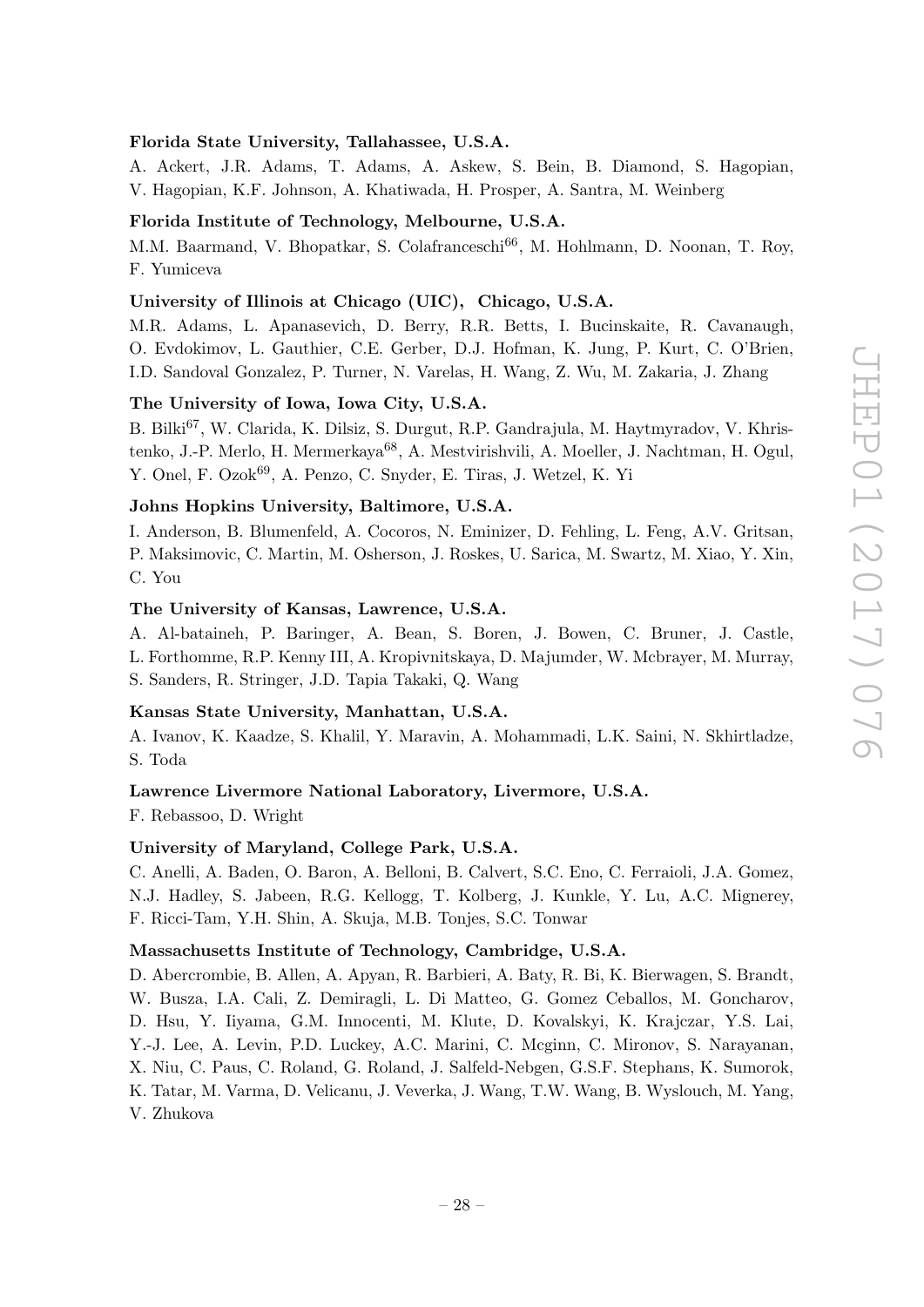**Florida State University, Tallahassee, U.S.A.**

A. Ackert, J.R. Adams, T. Adams, A. Askew, S. Bein, B. Diamond, S. Hagopian, V. Hagopian, K.F. Johnson, A. Khatiwada, H. Prosper, A. Santra, M. Weinberg

**Florida Institute of Technology, Melbourne, U.S.A.**

M.M. Baarmand, V. Bhopatkar, S. Colafranceschi[66], M. Hohlmann, D. Noonan, T. Roy, F. Yumiceva

**University of Illinois at Chicago (UIC), Chicago, U.S.A.**

M.R. Adams, L. Apanasevich, D. Berry, R.R. Betts, I. Bucinskaite, R. Cavanaugh, O. Evdokimov, L. Gauthier, C.E. Gerber, D.J. Hofman, K. Jung, P. Kurt, C. O'Brien, I.D. Sandoval Gonzalez, P. Turner, N. Varelas, H. Wang, Z. Wu, M. Zakaria, J. Zhang

**The University of Iowa, Iowa City, U.S.A.**

B. Bilki[67], W. Clarida, K. Dilsiz, S. Durgut, R.P. Gandrajula, M. Haytmyradov, V. Khristenko, J.-P. Merlo, H. Mermerkaya[68], A. Mestvirishvili, A. Moeller, J. Nachtman, H. Ogul, Y. Onel, F. Ozok[69], A. Penzo, C. Snyder, E. Tiras, J. Wetzel, K. Yi

**Johns Hopkins University, Baltimore, U.S.A.**

I. Anderson, B. Blumenfeld, A. Cocoros, N. Eminizer, D. Fehling, L. Feng, A.V. Gritsan, P. Maksimovic, C. Martin, M. Osherson, J. Roskes, U. Sarica, M. Swartz, M. Xiao, Y. Xin, C. You

**The University of Kansas, Lawrence, U.S.A.**

A. Al-bataineh, P. Baringer, A. Bean, S. Boren, J. Bowen, C. Bruner, J. Castle, L. Forthomme, R.P. Kenny III, A. Kropivnitskaya, D. Majumder, W. Mcbrayer, M. Murray, S. Sanders, R. Stringer, J.D. Tapia Takaki, Q. Wang

**Kansas State University, Manhattan, U.S.A.**

A. Ivanov, K. Kaadze, S. Khalil, Y. Maravin, A. Mohammadi, L.K. Saini, N. Skhirtladze, S. Toda

**Lawrence Livermore National Laboratory, Livermore, U.S.A.**

F. Rebassoo, D. Wright

**University of Maryland, College Park, U.S.A.**

C. Anelli, A. Baden, O. Baron, A. Belloni, B. Calvert, S.C. Eno, C. Ferraioli, J.A. Gomez, N.J. Hadley, S. Jabeen, R.G. Kellogg, T. Kolberg, J. Kunkle, Y. Lu, A.C. Mignerey, F. Ricci-Tam, Y.H. Shin, A. Skuja, M.B. Tonjes, S.C. Tonwar

**Massachusetts Institute of Technology, Cambridge, U.S.A.**

D. Abercrombie, B. Allen, A. Apyan, R. Barbieri, A. Baty, R. Bi, K. Bierwagen, S. Brandt, W. Busza, I.A. Cali, Z. Demiragli, L. Di Matteo, G. Gomez Ceballos, M. Goncharov, D. Hsu, Y. Iiyama, G.M. Innocenti, M. Klute, D. Kovalskyi, K. Krajczar, Y.S. Lai, Y.-J. Lee, A. Levin, P.D. Luckey, A.C. Marini, C. Mcginn, C. Mironov, S. Narayanan, X. Niu, C. Paus, C. Roland, G. Roland, J. Salfeld-Nebgen, G.S.F. Stephans, K. Sumorok, K. Tatar, M. Varma, D. Velicanu, J. Veverka, J. Wang, T.W. Wang, B. Wyslouch, M. Yang, V. Zhukova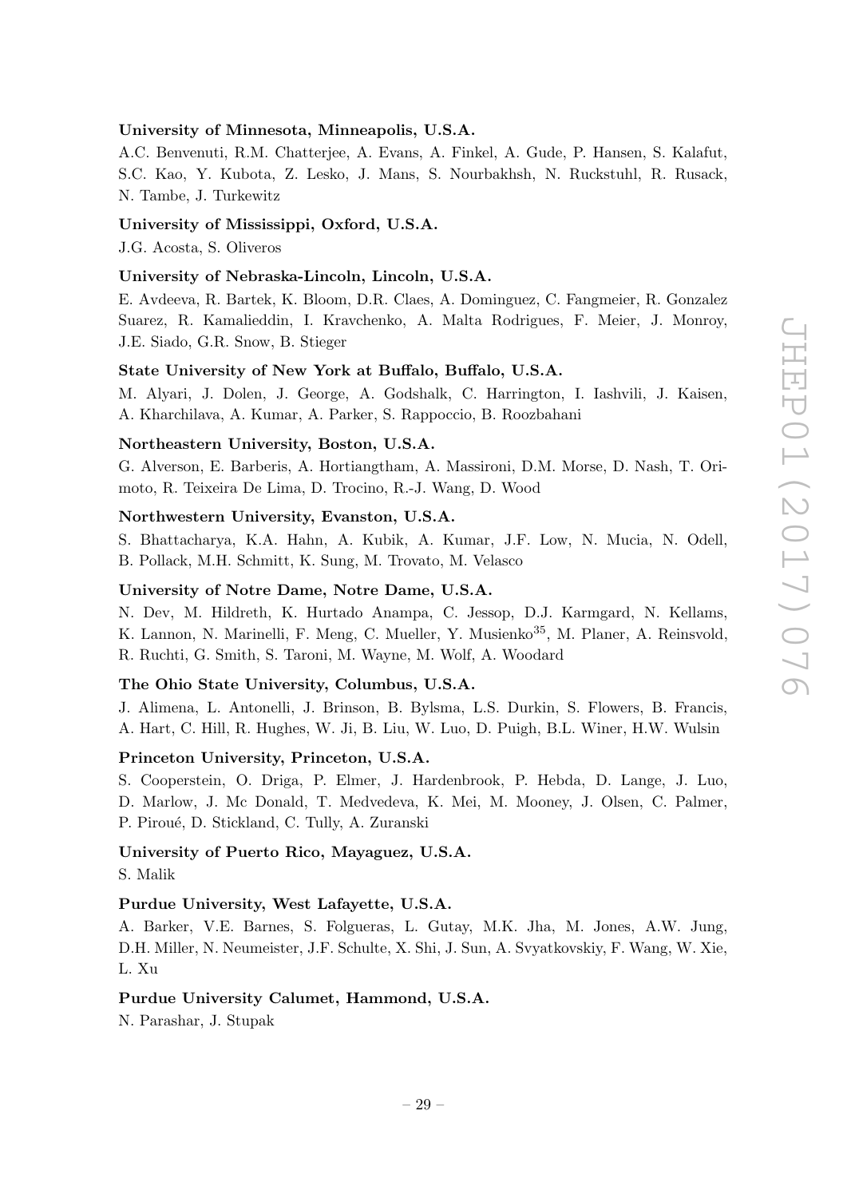**University of Minnesota, Minneapolis, U.S.A.**

A.C. Benvenuti, R.M. Chatterjee, A. Evans, A. Finkel, A. Gude, P. Hansen, S. Kalafut, S.C. Kao, Y. Kubota, Z. Lesko, J. Mans, S. Nourbakhsh, N. Ruckstuhl, R. Rusack, N. Tambe, J. Turkewitz

**University of Mississippi, Oxford, U.S.A.**

J.G. Acosta, S. Oliveros

**University of Nebraska-Lincoln, Lincoln, U.S.A.**

E. Avdeeva, R. Bartek, K. Bloom, D.R. Claes, A. Dominguez, C. Fangmeier, R. Gonzalez Suarez, R. Kamalieddin, I. Kravchenko, A. Malta Rodrigues, F. Meier, J. Monroy, J.E. Siado, G.R. Snow, B. Stieger

**State University of New York at Buffalo, Buffalo, U.S.A.**

M. Alyari, J. Dolen, J. George, A. Godshalk, C. Harrington, I. Iashvili, J. Kaisen, A. Kharchilava, A. Kumar, A. Parker, S. Rappoccio, B. Roozbahani

**Northeastern University, Boston, U.S.A.**

G. Alverson, E. Barberis, A. Hortiangtham, A. Massironi, D.M. Morse, D. Nash, T. Orimoto, R. Teixeira De Lima, D. Trocino, R.-J. Wang, D. Wood

**Northwestern University, Evanston, U.S.A.**

S. Bhattacharya, K.A. Hahn, A. Kubik, A. Kumar, J.F. Low, N. Mucia, N. Odell, B. Pollack, M.H. Schmitt, K. Sung, M. Trovato, M. Velasco

**University of Notre Dame, Notre Dame, U.S.A.**

N. Dev, M. Hildreth, K. Hurtado Anampa, C. Jessop, D.J. Karmgard, N. Kellams, K. Lannon, N. Marinelli, F. Meng, C. Mueller, Y. Musienko[35], M. Planer, A. Reinsvold, R. Ruchti, G. Smith, S. Taroni, M. Wayne, M. Wolf, A. Woodard

**The Ohio State University, Columbus, U.S.A.**

J. Alimena, L. Antonelli, J. Brinson, B. Bylsma, L.S. Durkin, S. Flowers, B. Francis, A. Hart, C. Hill, R. Hughes, W. Ji, B. Liu, W. Luo, D. Puigh, B.L. Winer, H.W. Wulsin

**Princeton University, Princeton, U.S.A.**

S. Cooperstein, O. Driga, P. Elmer, J. Hardenbrook, P. Hebda, D. Lange, J. Luo, D. Marlow, J. Mc Donald, T. Medvedeva, K. Mei, M. Mooney, J. Olsen, C. Palmer, P. Piroué, D. Stickland, C. Tully, A. Zuranski

**University of Puerto Rico, Mayaguez, U.S.A.**

S. Malik

**Purdue University, West Lafayette, U.S.A.**

A. Barker, V.E. Barnes, S. Folgueras, L. Gutay, M.K. Jha, M. Jones, A.W. Jung, D.H. Miller, N. Neumeister, J.F. Schulte, X. Shi, J. Sun, A. Svyatkovskiy, F. Wang, W. Xie, L. Xu

**Purdue University Calumet, Hammond, U.S.A.**

N. Parashar, J. Stupak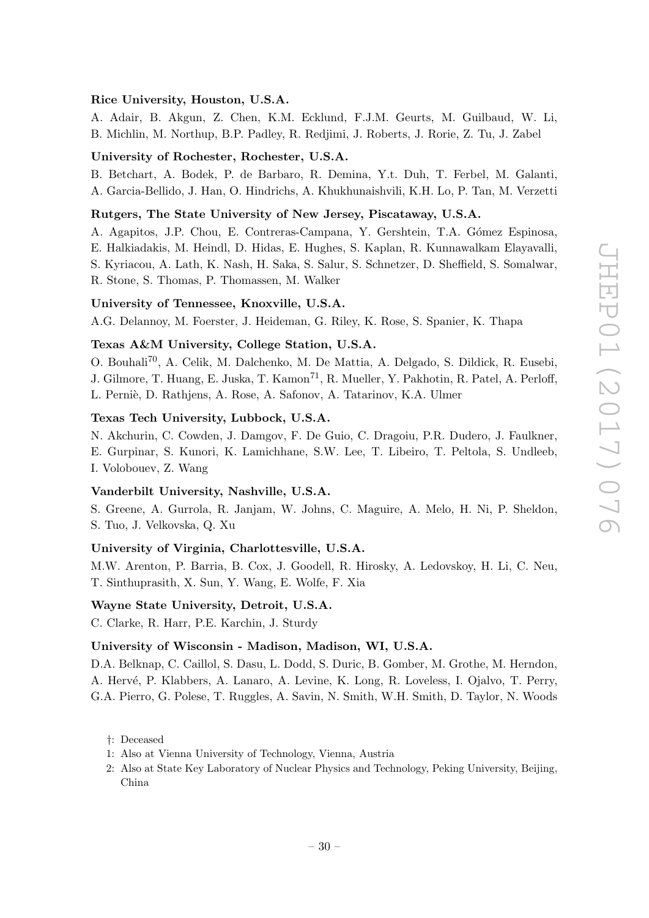**Rice University, Houston, U.S.A.**

A. Adair, B. Akgun, Z. Chen, K.M. Ecklund, F.J.M. Geurts, M. Guilbaud, W. Li, B. Michlin, M. Northup, B.P. Padley, R. Redjimi, J. Roberts, J. Rorie, Z. Tu, J. Zabel

**University of Rochester, Rochester, U.S.A.**

B. Betchart, A. Bodek, P. de Barbaro, R. Demina, Y.t. Duh, T. Ferbel, M. Galanti, A. Garcia-Bellido, J. Han, O. Hindrichs, A. Khukhunaishvili, K.H. Lo, P. Tan, M. Verzetti

**Rutgers, The State University of New Jersey, Piscataway, U.S.A.**

A. Agapitos, J.P. Chou, E. Contreras-Campana, Y. Gershtein, T.A. Gómez Espinosa, E. Halkiadakis, M. Heindl, D. Hidas, E. Hughes, S. Kaplan, R. Kunnawalkam Elayavalli, S. Kyriacou, A. Lath, K. Nash, H. Saka, S. Salur, S. Schnetzer, D. Sheffield, S. Somalwar, R. Stone, S. Thomas, P. Thomassen, M. Walker

**University of Tennessee, Knoxville, U.S.A.**

A.G. Delannoy, M. Foerster, J. Heideman, G. Riley, K. Rose, S. Spanier, K. Thapa

**Texas A&M University, College Station, U.S.A.**

O. Bouhali[70], A. Celik, M. Dalchenko, M. De Mattia, A. Delgado, S. Dildick, R. Eusebi, J. Gilmore, T. Huang, E. Juska, T. Kamon[71], R. Mueller, Y. Pakhotin, R. Patel, A. Perloff, L. Perniè, D. Rathjens, A. Rose, A. Safonov, A. Tatarinov, K.A. Ulmer

**Texas Tech University, Lubbock, U.S.A.**

N. Akchurin, C. Cowden, J. Damgov, F. De Guio, C. Dragoiu, P.R. Dudero, J. Faulkner, E. Gurpinar, S. Kunori, K. Lamichhane, S.W. Lee, T. Libeiro, T. Peltola, S. Undleeb, I. Volobouev, Z. Wang

**Vanderbilt University, Nashville, U.S.A.**

S. Greene, A. Gurrola, R. Janjam, W. Johns, C. Maguire, A. Melo, H. Ni, P. Sheldon, S. Tuo, J. Velkovska, Q. Xu

**University of Virginia, Charlottesville, U.S.A.**

M.W. Arenton, P. Barria, B. Cox, J. Goodell, R. Hirosky, A. Ledovskoy, H. Li, C. Neu, T. Sinthuprasith, X. Sun, Y. Wang, E. Wolfe, F. Xia

**Wayne State University, Detroit, U.S.A.**

C. Clarke, R. Harr, P.E. Karchin, J. Sturdy

**University of Wisconsin - Madison, Madison, WI, U.S.A.**

D.A. Belknap, C. Caillol, S. Dasu, L. Dodd, S. Duric, B. Gomber, M. Grothe, M. Herndon, A. Hervé, P. Klabbers, A. Lanaro, A. Levine, K. Long, R. Loveless, I. Ojalvo, T. Perry, G.A. Pierro, G. Polese, T. Ruggles, A. Savin, N. Smith, W.H. Smith, D. Taylor, N. Woods

†: Deceased

1: Also at Vienna University of Technology, Vienna, Austria

2: Also at State Key Laboratory of Nuclear Physics and Technology, Peking University, Beijing, China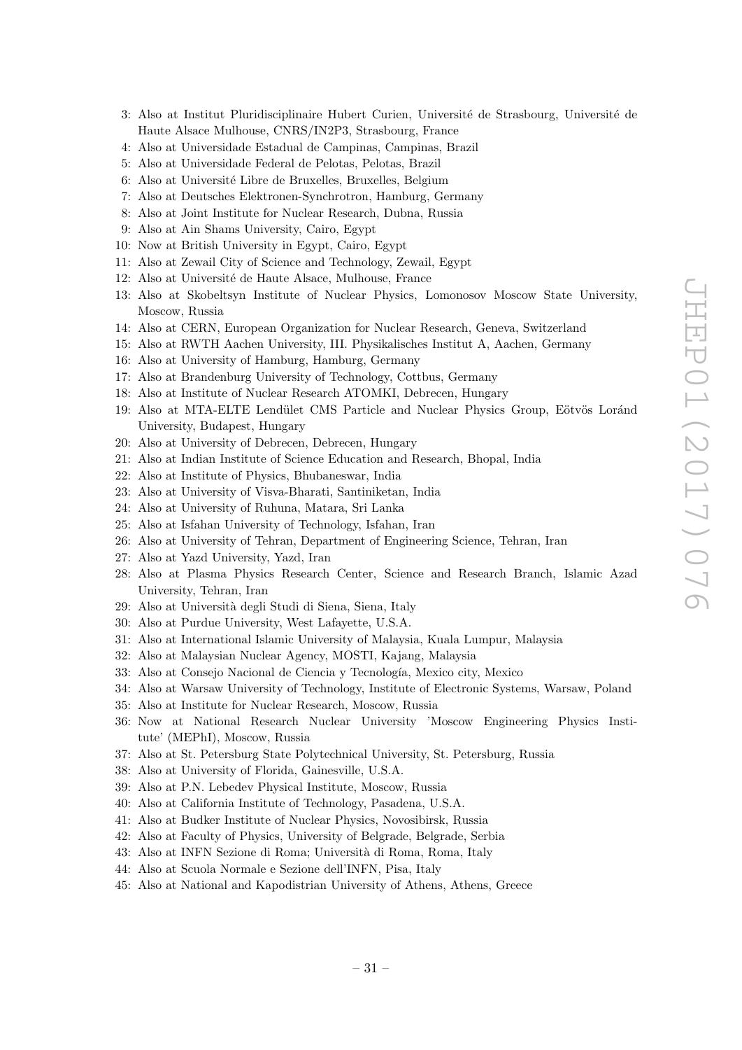3: Also at Institut Pluridisciplinaire Hubert Curien, Université de Strasbourg, Université de Haute Alsace Mulhouse, CNRS/IN2P3, Strasbourg, France
4: Also at Universidade Estadual de Campinas, Campinas, Brazil
5: Also at Universidade Federal de Pelotas, Pelotas, Brazil
6: Also at Université Libre de Bruxelles, Bruxelles, Belgium
7: Also at Deutsches Elektronen-Synchrotron, Hamburg, Germany
8: Also at Joint Institute for Nuclear Research, Dubna, Russia
9: Also at Ain Shams University, Cairo, Egypt
10: Now at British University in Egypt, Cairo, Egypt
11: Also at Zewail City of Science and Technology, Zewail, Egypt
12: Also at Université de Haute Alsace, Mulhouse, France
13: Also at Skobeltsyn Institute of Nuclear Physics, Lomonosov Moscow State University, Moscow, Russia
14: Also at CERN, European Organization for Nuclear Research, Geneva, Switzerland
15: Also at RWTH Aachen University, III. Physikalisches Institut A, Aachen, Germany
16: Also at University of Hamburg, Hamburg, Germany
17: Also at Brandenburg University of Technology, Cottbus, Germany
18: Also at Institute of Nuclear Research ATOMKI, Debrecen, Hungary
19: Also at MTA-ELTE Lendület CMS Particle and Nuclear Physics Group, Eötvös Loránd University, Budapest, Hungary
20: Also at University of Debrecen, Debrecen, Hungary
21: Also at Indian Institute of Science Education and Research, Bhopal, India
22: Also at Institute of Physics, Bhubaneswar, India
23: Also at University of Visva-Bharati, Santiniketan, India
24: Also at University of Ruhuna, Matara, Sri Lanka
25: Also at Isfahan University of Technology, Isfahan, Iran
26: Also at University of Tehran, Department of Engineering Science, Tehran, Iran
27: Also at Yazd University, Yazd, Iran
28: Also at Plasma Physics Research Center, Science and Research Branch, Islamic Azad University, Tehran, Iran
29: Also at Università degli Studi di Siena, Siena, Italy
30: Also at Purdue University, West Lafayette, U.S.A.
31: Also at International Islamic University of Malaysia, Kuala Lumpur, Malaysia
32: Also at Malaysian Nuclear Agency, MOSTI, Kajang, Malaysia
33: Also at Consejo Nacional de Ciencia y Tecnología, Mexico city, Mexico
34: Also at Warsaw University of Technology, Institute of Electronic Systems, Warsaw, Poland
35: Also at Institute for Nuclear Research, Moscow, Russia
36: Now at National Research Nuclear University 'Moscow Engineering Physics Institute' (MEPhI), Moscow, Russia
37: Also at St. Petersburg State Polytechnical University, St. Petersburg, Russia
38: Also at University of Florida, Gainesville, U.S.A.
39: Also at P.N. Lebedev Physical Institute, Moscow, Russia
40: Also at California Institute of Technology, Pasadena, U.S.A.
41: Also at Budker Institute of Nuclear Physics, Novosibirsk, Russia
42: Also at Faculty of Physics, University of Belgrade, Belgrade, Serbia
43: Also at INFN Sezione di Roma; Università di Roma, Roma, Italy
44: Also at Scuola Normale e Sezione dell'INFN, Pisa, Italy
45: Also at National and Kapodistrian University of Athens, Athens, Greece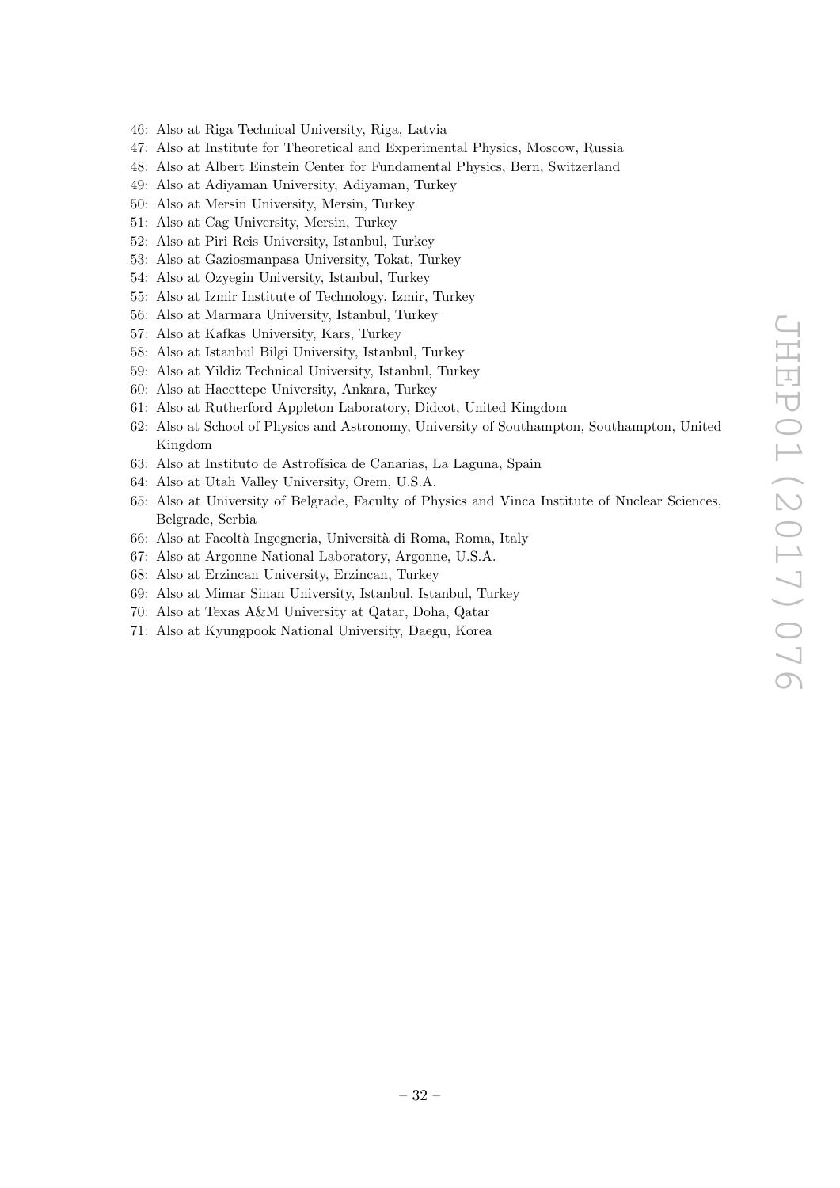46: Also at Riga Technical University, Riga, Latvia
47: Also at Institute for Theoretical and Experimental Physics, Moscow, Russia
48: Also at Albert Einstein Center for Fundamental Physics, Bern, Switzerland
49: Also at Adiyaman University, Adiyaman, Turkey
50: Also at Mersin University, Mersin, Turkey
51: Also at Cag University, Mersin, Turkey
52: Also at Piri Reis University, Istanbul, Turkey
53: Also at Gaziosmanpasa University, Tokat, Turkey
54: Also at Ozyegin University, Istanbul, Turkey
55: Also at Izmir Institute of Technology, Izmir, Turkey
56: Also at Marmara University, Istanbul, Turkey
57: Also at Kafkas University, Kars, Turkey
58: Also at Istanbul Bilgi University, Istanbul, Turkey
59: Also at Yildiz Technical University, Istanbul, Turkey
60: Also at Hacettepe University, Ankara, Turkey
61: Also at Rutherford Appleton Laboratory, Didcot, United Kingdom
62: Also at School of Physics and Astronomy, University of Southampton, Southampton, United Kingdom
63: Also at Instituto de Astrofísica de Canarias, La Laguna, Spain
64: Also at Utah Valley University, Orem, U.S.A.
65: Also at University of Belgrade, Faculty of Physics and Vinca Institute of Nuclear Sciences, Belgrade, Serbia
66: Also at Facoltà Ingegneria, Università di Roma, Roma, Italy
67: Also at Argonne National Laboratory, Argonne, U.S.A.
68: Also at Erzincan University, Erzincan, Turkey
69: Also at Mimar Sinan University, Istanbul, Istanbul, Turkey
70: Also at Texas A&M University at Qatar, Doha, Qatar
71: Also at Kyungpook National University, Daegu, Korea